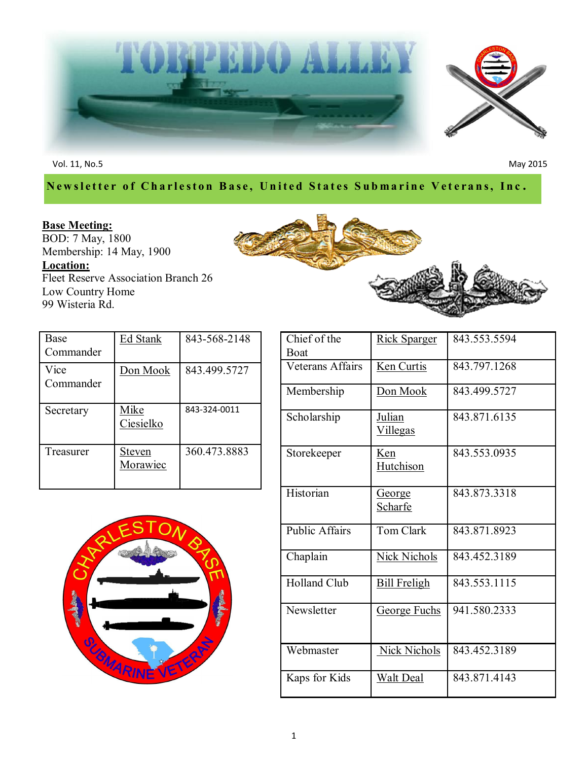# TORPEDO ALLEY

Vol. 11, No.5

May 2015

**Newsletter of Charleston Base, United States Submarine Veterans, Inc.**

**Base Meeting:**
BOD: 7 May, 1800
Membership: 14 May, 1900

**Location:**
Fleet Reserve Association Branch 26
Low Country Home
99 Wisteria Rd.

| | | |
|---|---|---|
| Base Commander | Ed Stank | 843-568-2148 |
| Vice Commander | Don Mook | 843.499.5727 |
| Secretary | Mike Ciesielko | 843-324-0011 |
| Treasurer | Steven Morawiec | 360.473.8883 |

| | | |
|---|---|---|
| Chief of the Boat | Rick Sparger | 843.553.5594 |
| Veterans Affairs | Ken Curtis | 843.797.1268 |
| Membership | Don Mook | 843.499.5727 |
| Scholarship | Julian Villegas | 843.871.6135 |
| Storekeeper | Ken Hutchison | 843.553.0935 |
| Historian | George Scharfe | 843.873.3318 |
| Public Affairs | Tom Clark | 843.871.8923 |
| Chaplain | Nick Nichols | 843.452.3189 |
| Holland Club | Bill Freligh | 843.553.1115 |
| Newsletter | George Fuchs | 941.580.2333 |
| Webmaster | Nick Nichols | 843.452.3189 |
| Kaps for Kids | Walt Deal | 843.871.4143 |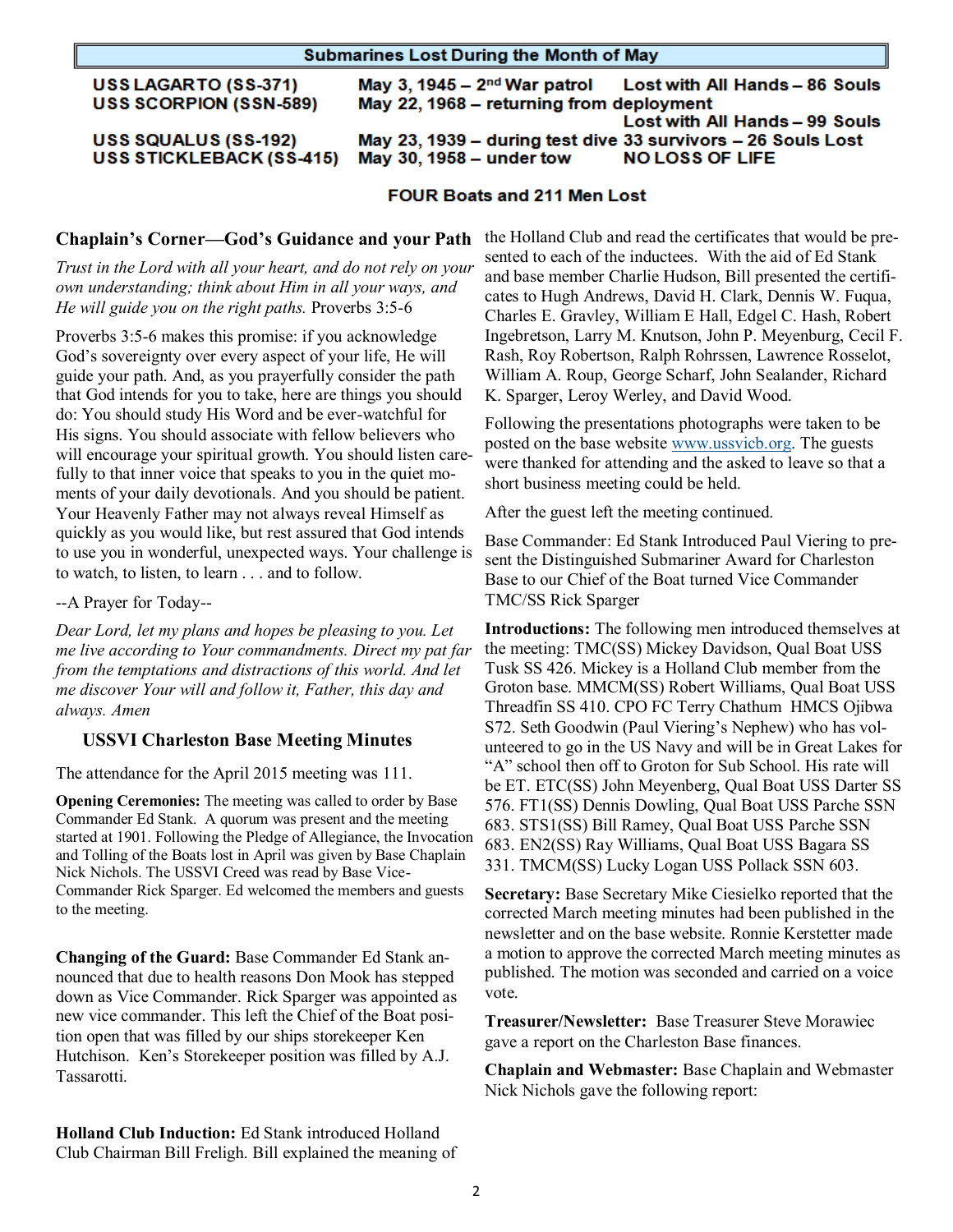## Submarines Lost During the Month of May

| | | |
|---|---|---|
| USS LAGARTO (SS-371) | May 3, 1945 – 2nd War patrol | Lost with All Hands – 86 Souls |
| USS SCORPION (SSN-589) | May 22, 1968 – returning from deployment | Lost with All Hands – 99 Souls |
| USS SQUALUS (SS-192) | May 23, 1939 – during test dive | 33 survivors – 26 Souls Lost |
| USS STICKLEBACK (SS-415) | May 30, 1958 – under tow | NO LOSS OF LIFE |

**FOUR Boats and 211 Men Lost**

### Chaplain's Corner—God's Guidance and your Path

*Trust in the Lord with all your heart, and do not rely on your own understanding; think about Him in all your ways, and He will guide you on the right paths.* Proverbs 3:5-6

Proverbs 3:5-6 makes this promise: if you acknowledge God's sovereignty over every aspect of your life, He will guide your path. And, as you prayerfully consider the path that God intends for you to take, here are things you should do: You should study His Word and be ever-watchful for His signs. You should associate with fellow believers who will encourage your spiritual growth. You should listen carefully to that inner voice that speaks to you in the quiet moments of your daily devotionals. And you should be patient. Your Heavenly Father may not always reveal Himself as quickly as you would like, but rest assured that God intends to use you in wonderful, unexpected ways. Your challenge is to watch, to listen, to learn . . . and to follow.

--A Prayer for Today--

*Dear Lord, let my plans and hopes be pleasing to you. Let me live according to Your commandments. Direct my pat far from the temptations and distractions of this world. And let me discover Your will and follow it, Father, this day and always. Amen*

### USSVI Charleston Base Meeting Minutes

The attendance for the April 2015 meeting was 111.

**Opening Ceremonies:** The meeting was called to order by Base Commander Ed Stank. A quorum was present and the meeting started at 1901. Following the Pledge of Allegiance, the Invocation and Tolling of the Boats lost in April was given by Base Chaplain Nick Nichols. The USSVI Creed was read by Base Vice-Commander Rick Sparger. Ed welcomed the members and guests to the meeting.

**Changing of the Guard:** Base Commander Ed Stank announced that due to health reasons Don Mook has stepped down as Vice Commander. Rick Sparger was appointed as new vice commander. This left the Chief of the Boat position open that was filled by our ships storekeeper Ken Hutchison. Ken's Storekeeper position was filled by A.J. Tassarotti.

**Holland Club Induction:** Ed Stank introduced Holland Club Chairman Bill Freligh. Bill explained the meaning of the Holland Club and read the certificates that would be presented to each of the inductees. With the aid of Ed Stank and base member Charlie Hudson, Bill presented the certificates to Hugh Andrews, David H. Clark, Dennis W. Fuqua, Charles E. Gravley, William E Hall, Edgel C. Hash, Robert Ingebretson, Larry M. Knutson, John P. Meyenburg, Cecil F. Rash, Roy Robertson, Ralph Rohrssen, Lawrence Rosselot, William A. Roup, George Scharf, John Sealander, Richard K. Sparger, Leroy Werley, and David Wood.

Following the presentations photographs were taken to be posted on the base website www.ussvicb.org. The guests were thanked for attending and the asked to leave so that a short business meeting could be held.

After the guest left the meeting continued.

Base Commander: Ed Stank Introduced Paul Viering to present the Distinguished Submariner Award for Charleston Base to our Chief of the Boat turned Vice Commander TMC/SS Rick Sparger

**Introductions:** The following men introduced themselves at the meeting: TMC(SS) Mickey Davidson, Qual Boat USS Tusk SS 426. Mickey is a Holland Club member from the Groton base. MMCM(SS) Robert Williams, Qual Boat USS Threadfin SS 410. CPO FC Terry Chathum HMCS Ojibwa S72. Seth Goodwin (Paul Viering's Nephew) who has volunteered to go in the US Navy and will be in Great Lakes for "A" school then off to Groton for Sub School. His rate will be ET. ETC(SS) John Meyenberg, Qual Boat USS Darter SS 576. FT1(SS) Dennis Dowling, Qual Boat USS Parche SSN 683. STS1(SS) Bill Ramey, Qual Boat USS Parche SSN 683. EN2(SS) Ray Williams, Qual Boat USS Bagara SS 331. TMCM(SS) Lucky Logan USS Pollack SSN 603.

**Secretary:** Base Secretary Mike Ciesielko reported that the corrected March meeting minutes had been published in the newsletter and on the base website. Ronnie Kerstetter made a motion to approve the corrected March meeting minutes as published. The motion was seconded and carried on a voice vote.

**Treasurer/Newsletter:** Base Treasurer Steve Morawiec gave a report on the Charleston Base finances.

**Chaplain and Webmaster:** Base Chaplain and Webmaster Nick Nichols gave the following report: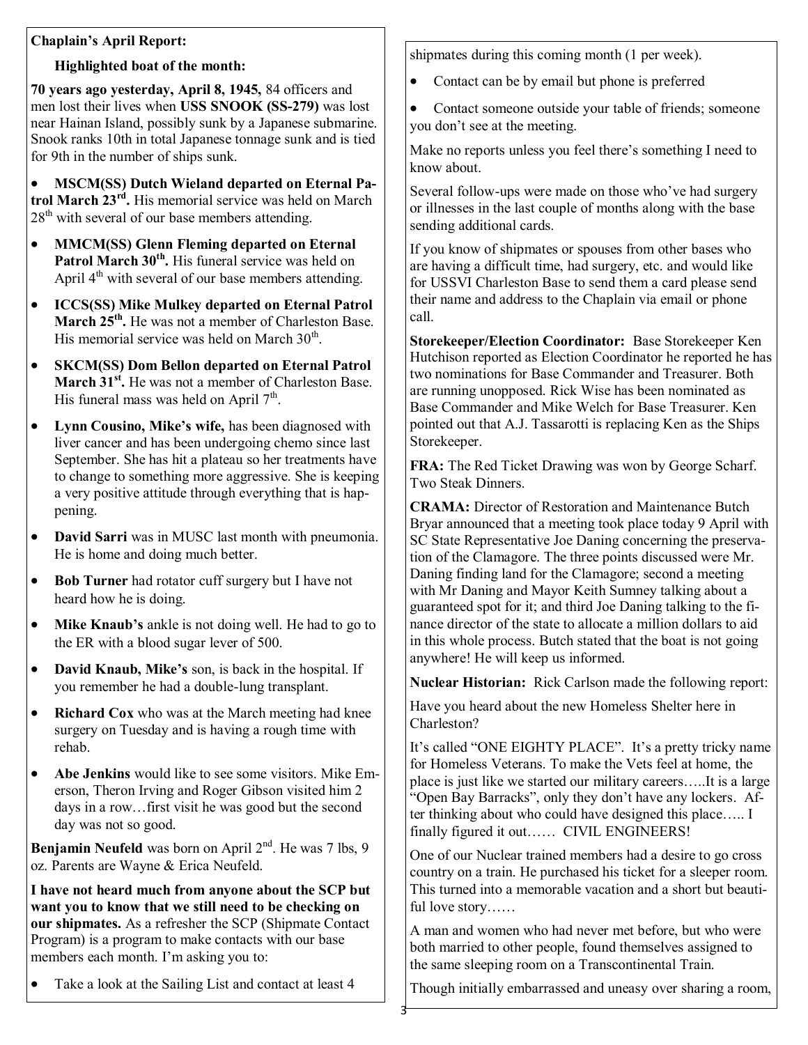**Chaplain's April Report:**

**Highlighted boat of the month:**

**70 years ago yesterday, April 8, 1945,** 84 officers and men lost their lives when **USS SNOOK (SS-279)** was lost near Hainan Island, possibly sunk by a Japanese submarine. Snook ranks 10th in total Japanese tonnage sunk and is tied for 9th in the number of ships sunk.

- **MSCM(SS) Dutch Wieland departed on Eternal Patrol March 23rd.** His memorial service was held on March 28th with several of our base members attending.
- **MMCM(SS) Glenn Fleming departed on Eternal Patrol March 30th.** His funeral service was held on April 4th with several of our base members attending.
- **ICCS(SS) Mike Mulkey departed on Eternal Patrol March 25th.** He was not a member of Charleston Base. His memorial service was held on March 30th.
- **SKCM(SS) Dom Bellon departed on Eternal Patrol March 31st.** He was not a member of Charleston Base. His funeral mass was held on April 7th.
- **Lynn Cousino, Mike's wife,** has been diagnosed with liver cancer and has been undergoing chemo since last September. She has hit a plateau so her treatments have to change to something more aggressive. She is keeping a very positive attitude through everything that is happening.
- **David Sarri** was in MUSC last month with pneumonia. He is home and doing much better.
- **Bob Turner** had rotator cuff surgery but I have not heard how he is doing.
- **Mike Knaub's** ankle is not doing well. He had to go to the ER with a blood sugar lever of 500.
- **David Knaub, Mike's** son, is back in the hospital. If you remember he had a double-lung transplant.
- **Richard Cox** who was at the March meeting had knee surgery on Tuesday and is having a rough time with rehab.
- **Abe Jenkins** would like to see some visitors. Mike Emerson, Theron Irving and Roger Gibson visited him 2 days in a row…first visit he was good but the second day was not so good.

**Benjamin Neufeld** was born on April 2nd. He was 7 lbs, 9 oz. Parents are Wayne & Erica Neufeld.

**I have not heard much from anyone about the SCP but want you to know that we still need to be checking on our shipmates.** As a refresher the SCP (Shipmate Contact Program) is a program to make contacts with our base members each month. I'm asking you to:

- Take a look at the Sailing List and contact at least 4 shipmates during this coming month (1 per week).
- Contact can be by email but phone is preferred
- Contact someone outside your table of friends; someone you don't see at the meeting.

Make no reports unless you feel there's something I need to know about.

Several follow-ups were made on those who've had surgery or illnesses in the last couple of months along with the base sending additional cards.

If you know of shipmates or spouses from other bases who are having a difficult time, had surgery, etc. and would like for USSVI Charleston Base to send them a card please send their name and address to the Chaplain via email or phone call.

**Storekeeper/Election Coordinator:** Base Storekeeper Ken Hutchison reported as Election Coordinator he reported he has two nominations for Base Commander and Treasurer. Both are running unopposed. Rick Wise has been nominated as Base Commander and Mike Welch for Base Treasurer. Ken pointed out that A.J. Tassarotti is replacing Ken as the Ships Storekeeper.

**FRA:** The Red Ticket Drawing was won by George Scharf. Two Steak Dinners.

**CRAMA:** Director of Restoration and Maintenance Butch Bryar announced that a meeting took place today 9 April with SC State Representative Joe Daning concerning the preservation of the Clamagore. The three points discussed were Mr. Daning finding land for the Clamagore; second a meeting with Mr Daning and Mayor Keith Sumney talking about a guaranteed spot for it; and third Joe Daning talking to the finance director of the state to allocate a million dollars to aid in this whole process. Butch stated that the boat is not going anywhere! He will keep us informed.

**Nuclear Historian:** Rick Carlson made the following report:

Have you heard about the new Homeless Shelter here in Charleston?

It's called "ONE EIGHTY PLACE". It's a pretty tricky name for Homeless Veterans. To make the Vets feel at home, the place is just like we started our military careers…..It is a large "Open Bay Barracks", only they don't have any lockers. After thinking about who could have designed this place….. I finally figured it out…… CIVIL ENGINEERS!

One of our Nuclear trained members had a desire to go cross country on a train. He purchased his ticket for a sleeper room. This turned into a memorable vacation and a short but beautiful love story……

A man and women who had never met before, but who were both married to other people, found themselves assigned to the same sleeping room on a Transcontinental Train.

Though initially embarrassed and uneasy over sharing a room,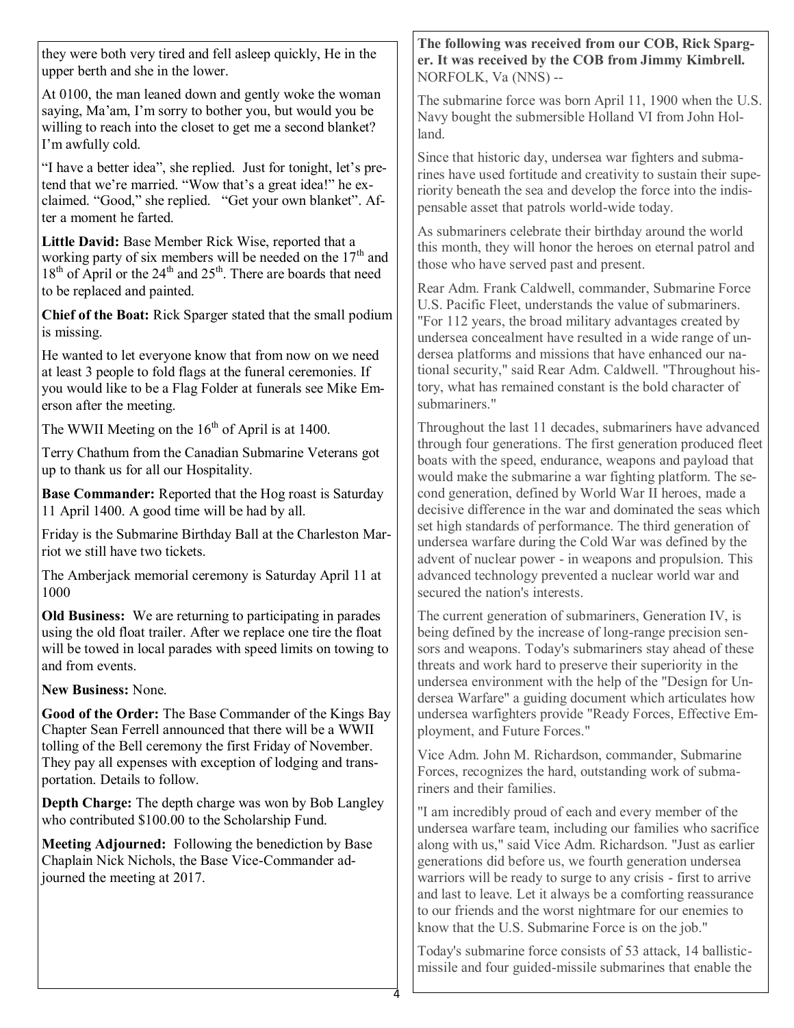they were both very tired and fell asleep quickly, He in the upper berth and she in the lower.

At 0100, the man leaned down and gently woke the woman saying, Ma'am, I'm sorry to bother you, but would you be willing to reach into the closet to get me a second blanket? I'm awfully cold.

"I have a better idea", she replied. Just for tonight, let's pretend that we're married. "Wow that's a great idea!" he exclaimed. "Good," she replied. "Get your own blanket". After a moment he farted.

**Little David:** Base Member Rick Wise, reported that a working party of six members will be needed on the 17th and 18th of April or the 24th and 25th. There are boards that need to be replaced and painted.

**Chief of the Boat:** Rick Sparger stated that the small podium is missing.

He wanted to let everyone know that from now on we need at least 3 people to fold flags at the funeral ceremonies. If you would like to be a Flag Folder at funerals see Mike Emerson after the meeting.

The WWII Meeting on the 16th of April is at 1400.

Terry Chathum from the Canadian Submarine Veterans got up to thank us for all our Hospitality.

**Base Commander:** Reported that the Hog roast is Saturday 11 April 1400. A good time will be had by all.

Friday is the Submarine Birthday Ball at the Charleston Marriot we still have two tickets.

The Amberjack memorial ceremony is Saturday April 11 at 1000

**Old Business:** We are returning to participating in parades using the old float trailer. After we replace one tire the float will be towed in local parades with speed limits on towing to and from events.

**New Business:** None.

**Good of the Order:** The Base Commander of the Kings Bay Chapter Sean Ferrell announced that there will be a WWII tolling of the Bell ceremony the first Friday of November. They pay all expenses with exception of lodging and transportation. Details to follow.

**Depth Charge:** The depth charge was won by Bob Langley who contributed $100.00 to the Scholarship Fund.

**Meeting Adjourned:** Following the benediction by Base Chaplain Nick Nichols, the Base Vice-Commander adjourned the meeting at 2017.

**The following was received from our COB, Rick Sparger. It was received by the COB from Jimmy Kimbrell.**
NORFOLK, Va (NNS) --

The submarine force was born April 11, 1900 when the U.S. Navy bought the submersible Holland VI from John Holland.

Since that historic day, undersea war fighters and submarines have used fortitude and creativity to sustain their superiority beneath the sea and develop the force into the indispensable asset that patrols world-wide today.

As submariners celebrate their birthday around the world this month, they will honor the heroes on eternal patrol and those who have served past and present.

Rear Adm. Frank Caldwell, commander, Submarine Force U.S. Pacific Fleet, understands the value of submariners. "For 112 years, the broad military advantages created by undersea concealment have resulted in a wide range of undersea platforms and missions that have enhanced our national security," said Rear Adm. Caldwell. "Throughout history, what has remained constant is the bold character of submariners."

Throughout the last 11 decades, submariners have advanced through four generations. The first generation produced fleet boats with the speed, endurance, weapons and payload that would make the submarine a war fighting platform. The second generation, defined by World War II heroes, made a decisive difference in the war and dominated the seas which set high standards of performance. The third generation of undersea warfare during the Cold War was defined by the advent of nuclear power - in weapons and propulsion. This advanced technology prevented a nuclear world war and secured the nation's interests.

The current generation of submariners, Generation IV, is being defined by the increase of long-range precision sensors and weapons. Today's submariners stay ahead of these threats and work hard to preserve their superiority in the undersea environment with the help of the "Design for Undersea Warfare" a guiding document which articulates how undersea warfighters provide "Ready Forces, Effective Employment, and Future Forces."

Vice Adm. John M. Richardson, commander, Submarine Forces, recognizes the hard, outstanding work of submariners and their families.

"I am incredibly proud of each and every member of the undersea warfare team, including our families who sacrifice along with us," said Vice Adm. Richardson. "Just as earlier generations did before us, we fourth generation undersea warriors will be ready to surge to any crisis - first to arrive and last to leave. Let it always be a comforting reassurance to our friends and the worst nightmare for our enemies to know that the U.S. Submarine Force is on the job."

Today's submarine force consists of 53 attack, 14 ballistic-missile and four guided-missile submarines that enable the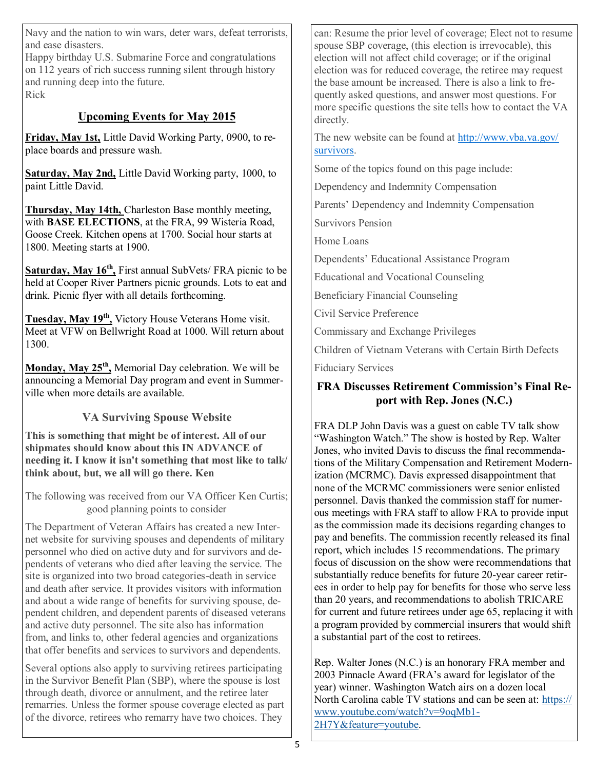Navy and the nation to win wars, deter wars, defeat terrorists, and ease disasters.

Happy birthday U.S. Submarine Force and congratulations on 112 years of rich success running silent through history and running deep into the future.

Rick

## Upcoming Events for May 2015

**Friday, May 1st,** Little David Working Party, 0900, to replace boards and pressure wash.

**Saturday, May 2nd,** Little David Working party, 1000, to paint Little David.

**Thursday, May 14th,** Charleston Base monthly meeting, with **BASE ELECTIONS**, at the FRA, 99 Wisteria Road, Goose Creek. Kitchen opens at 1700. Social hour starts at 1800. Meeting starts at 1900.

**Saturday, May 16th,** First annual SubVets/ FRA picnic to be held at Cooper River Partners picnic grounds. Lots to eat and drink. Picnic flyer with all details forthcoming.

**Tuesday, May 19th,** Victory House Veterans Home visit. Meet at VFW on Bellwright Road at 1000. Will return about 1300.

**Monday, May 25th,** Memorial Day celebration. We will be announcing a Memorial Day program and event in Summerville when more details are available.

## VA Surviving Spouse Website

**This is something that might be of interest. All of our shipmates should know about this IN ADVANCE of needing it. I know it isn't something that most like to talk/ think about, but, we all will go there. Ken**

The following was received from our VA Officer Ken Curtis; good planning points to consider

The Department of Veteran Affairs has created a new Internet website for surviving spouses and dependents of military personnel who died on active duty and for survivors and dependents of veterans who died after leaving the service. The site is organized into two broad categories-death in service and death after service. It provides visitors with information and about a wide range of benefits for surviving spouse, dependent children, and dependent parents of diseased veterans and active duty personnel. The site also has information from, and links to, other federal agencies and organizations that offer benefits and services to survivors and dependents.

Several options also apply to surviving retirees participating in the Survivor Benefit Plan (SBP), where the spouse is lost through death, divorce or annulment, and the retiree later remarries. Unless the former spouse coverage elected as part of the divorce, retirees who remarry have two choices. They can: Resume the prior level of coverage; Elect not to resume spouse SBP coverage, (this election is irrevocable), this election will not affect child coverage; or if the original election was for reduced coverage, the retiree may request the base amount be increased. There is also a link to frequently asked questions, and answer most questions. For more specific questions the site tells how to contact the VA directly.

The new website can be found at http://www.vba.va.gov/survivors.

Some of the topics found on this page include:

Dependency and Indemnity Compensation

Parents' Dependency and Indemnity Compensation

Survivors Pension

Home Loans

Dependents' Educational Assistance Program

Educational and Vocational Counseling

Beneficiary Financial Counseling

Civil Service Preference

Commissary and Exchange Privileges

Children of Vietnam Veterans with Certain Birth Defects

Fiduciary Services

## FRA Discusses Retirement Commission's Final Report with Rep. Jones (N.C.)

FRA DLP John Davis was a guest on cable TV talk show "Washington Watch." The show is hosted by Rep. Walter Jones, who invited Davis to discuss the final recommendations of the Military Compensation and Retirement Modernization (MCRMC). Davis expressed disappointment that none of the MCRMC commissioners were senior enlisted personnel. Davis thanked the commission staff for numerous meetings with FRA staff to allow FRA to provide input as the commission made its decisions regarding changes to pay and benefits. The commission recently released its final report, which includes 15 recommendations. The primary focus of discussion on the show were recommendations that substantially reduce benefits for future 20-year career retirees in order to help pay for benefits for those who serve less than 20 years, and recommendations to abolish TRICARE for current and future retirees under age 65, replacing it with a program provided by commercial insurers that would shift a substantial part of the cost to retirees.

Rep. Walter Jones (N.C.) is an honorary FRA member and 2003 Pinnacle Award (FRA's award for legislator of the year) winner. Washington Watch airs on a dozen local North Carolina cable TV stations and can be seen at: https://www.youtube.com/watch?v=9oqMb1-2H7Y&feature=youtube.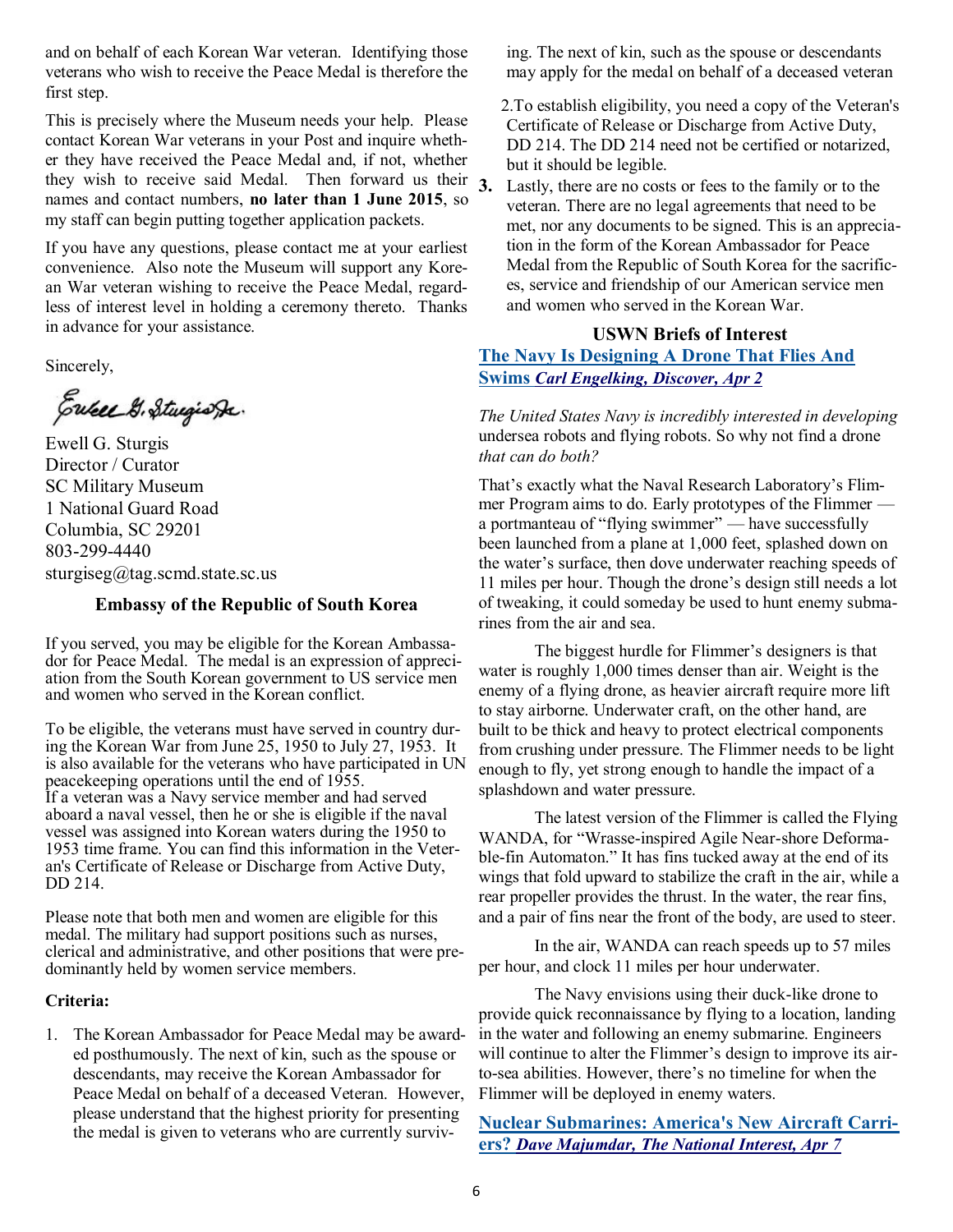and on behalf of each Korean War veteran. Identifying those veterans who wish to receive the Peace Medal is therefore the first step.

This is precisely where the Museum needs your help. Please contact Korean War veterans in your Post and inquire whether they have received the Peace Medal and, if not, whether they wish to receive said Medal. Then forward us their names and contact numbers, **no later than 1 June 2015**, so my staff can begin putting together application packets.

If you have any questions, please contact me at your earliest convenience. Also note the Museum will support any Korean War veteran wishing to receive the Peace Medal, regardless of interest level in holding a ceremony thereto. Thanks in advance for your assistance.

Sincerely,

Ewell G. Sturgis
Director / Curator
SC Military Museum
1 National Guard Road
Columbia, SC 29201
803-299-4440
sturgiseg@tag.scmd.state.sc.us

### Embassy of the Republic of South Korea

If you served, you may be eligible for the Korean Ambassador for Peace Medal. The medal is an expression of appreciation from the South Korean government to US service men and women who served in the Korean conflict.

To be eligible, the veterans must have served in country during the Korean War from June 25, 1950 to July 27, 1953. It is also available for the veterans who have participated in UN peacekeeping operations until the end of 1955.
If a veteran was a Navy service member and had served aboard a naval vessel, then he or she is eligible if the naval vessel was assigned into Korean waters during the 1950 to 1953 time frame. You can find this information in the Veteran's Certificate of Release or Discharge from Active Duty, DD 214.

Please note that both men and women are eligible for this medal. The military had support positions such as nurses, clerical and administrative, and other positions that were predominantly held by women service members.

**Criteria:**

1. The Korean Ambassador for Peace Medal may be awarded posthumously. The next of kin, such as the spouse or descendants, may receive the Korean Ambassador for Peace Medal on behalf of a deceased Veteran. However, please understand that the highest priority for presenting the medal is given to veterans who are currently surviving. The next of kin, such as the spouse or descendants may apply for the medal on behalf of a deceased veteran
2. To establish eligibility, you need a copy of the Veteran's Certificate of Release or Discharge from Active Duty, DD 214. The DD 214 need not be certified or notarized, but it should be legible.
3. Lastly, there are no costs or fees to the family or to the veteran. There are no legal agreements that need to be met, nor any documents to be signed. This is an appreciation in the form of the Korean Ambassador for Peace Medal from the Republic of South Korea for the sacrifices, service and friendship of our American service men and women who served in the Korean War.

### USWN Briefs of Interest

**The Navy Is Designing A Drone That Flies And Swims** ***Carl Engelking, Discover, Apr 2***

*The United States Navy is incredibly interested in developing* undersea robots and flying robots. So why not find a drone *that can do both?*

That's exactly what the Naval Research Laboratory's Flimmer Program aims to do. Early prototypes of the Flimmer — a portmanteau of "flying swimmer" — have successfully been launched from a plane at 1,000 feet, splashed down on the water's surface, then dove underwater reaching speeds of 11 miles per hour. Though the drone's design still needs a lot of tweaking, it could someday be used to hunt enemy submarines from the air and sea.

The biggest hurdle for Flimmer's designers is that water is roughly 1,000 times denser than air. Weight is the enemy of a flying drone, as heavier aircraft require more lift to stay airborne. Underwater craft, on the other hand, are built to be thick and heavy to protect electrical components from crushing under pressure. The Flimmer needs to be light enough to fly, yet strong enough to handle the impact of a splashdown and water pressure.

The latest version of the Flimmer is called the Flying WANDA, for "Wrasse-inspired Agile Near-shore Deformable-fin Automaton." It has fins tucked away at the end of its wings that fold upward to stabilize the craft in the air, while a rear propeller provides the thrust. In the water, the rear fins, and a pair of fins near the front of the body, are used to steer.

In the air, WANDA can reach speeds up to 57 miles per hour, and clock 11 miles per hour underwater.

The Navy envisions using their duck-like drone to provide quick reconnaissance by flying to a location, landing in the water and following an enemy submarine. Engineers will continue to alter the Flimmer's design to improve its air-to-sea abilities. However, there's no timeline for when the Flimmer will be deployed in enemy waters.

**Nuclear Submarines: America's New Aircraft Carriers?** ***Dave Majumdar, The National Interest, Apr 7***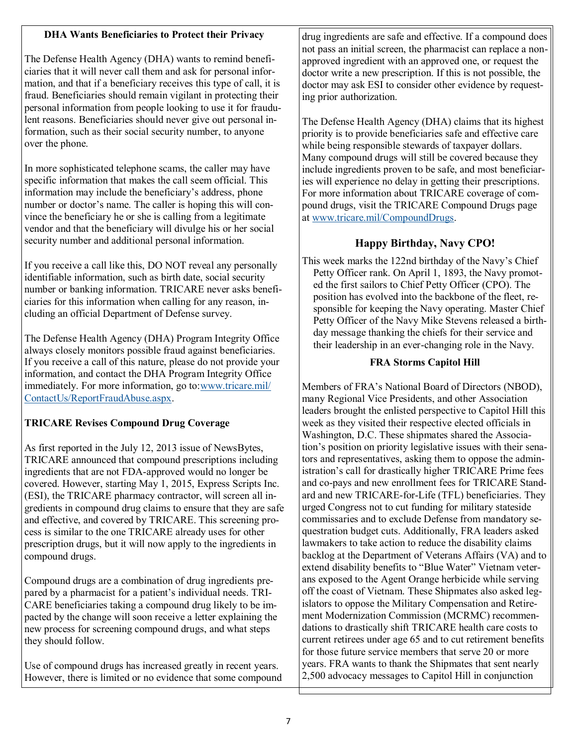### DHA Wants Beneficiaries to Protect their Privacy

The Defense Health Agency (DHA) wants to remind beneficiaries that it will never call them and ask for personal information, and that if a beneficiary receives this type of call, it is fraud. Beneficiaries should remain vigilant in protecting their personal information from people looking to use it for fraudulent reasons. Beneficiaries should never give out personal information, such as their social security number, to anyone over the phone.

In more sophisticated telephone scams, the caller may have specific information that makes the call seem official. This information may include the beneficiary's address, phone number or doctor's name. The caller is hoping this will convince the beneficiary he or she is calling from a legitimate vendor and that the beneficiary will divulge his or her social security number and additional personal information.

If you receive a call like this, DO NOT reveal any personally identifiable information, such as birth date, social security number or banking information. TRICARE never asks beneficiaries for this information when calling for any reason, including an official Department of Defense survey.

The Defense Health Agency (DHA) Program Integrity Office always closely monitors possible fraud against beneficiaries. If you receive a call of this nature, please do not provide your information, and contact the DHA Program Integrity Office immediately. For more information, go to:[www.tricare.mil/ContactUs/ReportFraudAbuse.aspx](www.tricare.mil/ContactUs/ReportFraudAbuse.aspx).

### TRICARE Revises Compound Drug Coverage

As first reported in the July 12, 2013 issue of NewsBytes, TRICARE announced that compound prescriptions including ingredients that are not FDA-approved would no longer be covered. However, starting May 1, 2015, Express Scripts Inc. (ESI), the TRICARE pharmacy contractor, will screen all ingredients in compound drug claims to ensure that they are safe and effective, and covered by TRICARE. This screening process is similar to the one TRICARE already uses for other prescription drugs, but it will now apply to the ingredients in compound drugs.

Compound drugs are a combination of drug ingredients prepared by a pharmacist for a patient's individual needs. TRICARE beneficiaries taking a compound drug likely to be impacted by the change will soon receive a letter explaining the new process for screening compound drugs, and what steps they should follow.

Use of compound drugs has increased greatly in recent years. However, there is limited or no evidence that some compound drug ingredients are safe and effective. If a compound does not pass an initial screen, the pharmacist can replace a non-approved ingredient with an approved one, or request the doctor write a new prescription. If this is not possible, the doctor may ask ESI to consider other evidence by requesting prior authorization.

The Defense Health Agency (DHA) claims that its highest priority is to provide beneficiaries safe and effective care while being responsible stewards of taxpayer dollars. Many compound drugs will still be covered because they include ingredients proven to be safe, and most beneficiaries will experience no delay in getting their prescriptions. For more information about TRICARE coverage of compound drugs, visit the TRICARE Compound Drugs page at [www.tricare.mil/CompoundDrugs](www.tricare.mil/CompoundDrugs).

### Happy Birthday, Navy CPO!

This week marks the 122nd birthday of the Navy's Chief Petty Officer rank. On April 1, 1893, the Navy promoted the first sailors to Chief Petty Officer (CPO). The position has evolved into the backbone of the fleet, responsible for keeping the Navy operating. Master Chief Petty Officer of the Navy Mike Stevens released a birthday message thanking the chiefs for their service and their leadership in an ever-changing role in the Navy.

### FRA Storms Capitol Hill

Members of FRA's National Board of Directors (NBOD), many Regional Vice Presidents, and other Association leaders brought the enlisted perspective to Capitol Hill this week as they visited their respective elected officials in Washington, D.C. These shipmates shared the Association's position on priority legislative issues with their senators and representatives, asking them to oppose the administration's call for drastically higher TRICARE Prime fees and co-pays and new enrollment fees for TRICARE Standard and new TRICARE-for-Life (TFL) beneficiaries. They urged Congress not to cut funding for military stateside commissaries and to exclude Defense from mandatory sequestration budget cuts. Additionally, FRA leaders asked lawmakers to take action to reduce the disability claims backlog at the Department of Veterans Affairs (VA) and to extend disability benefits to "Blue Water" Vietnam veterans exposed to the Agent Orange herbicide while serving off the coast of Vietnam. These Shipmates also asked legislators to oppose the Military Compensation and Retirement Modernization Commission (MCRMC) recommendations to drastically shift TRICARE health care costs to current retirees under age 65 and to cut retirement benefits for those future service members that serve 20 or more years. FRA wants to thank the Shipmates that sent nearly 2,500 advocacy messages to Capitol Hill in conjunction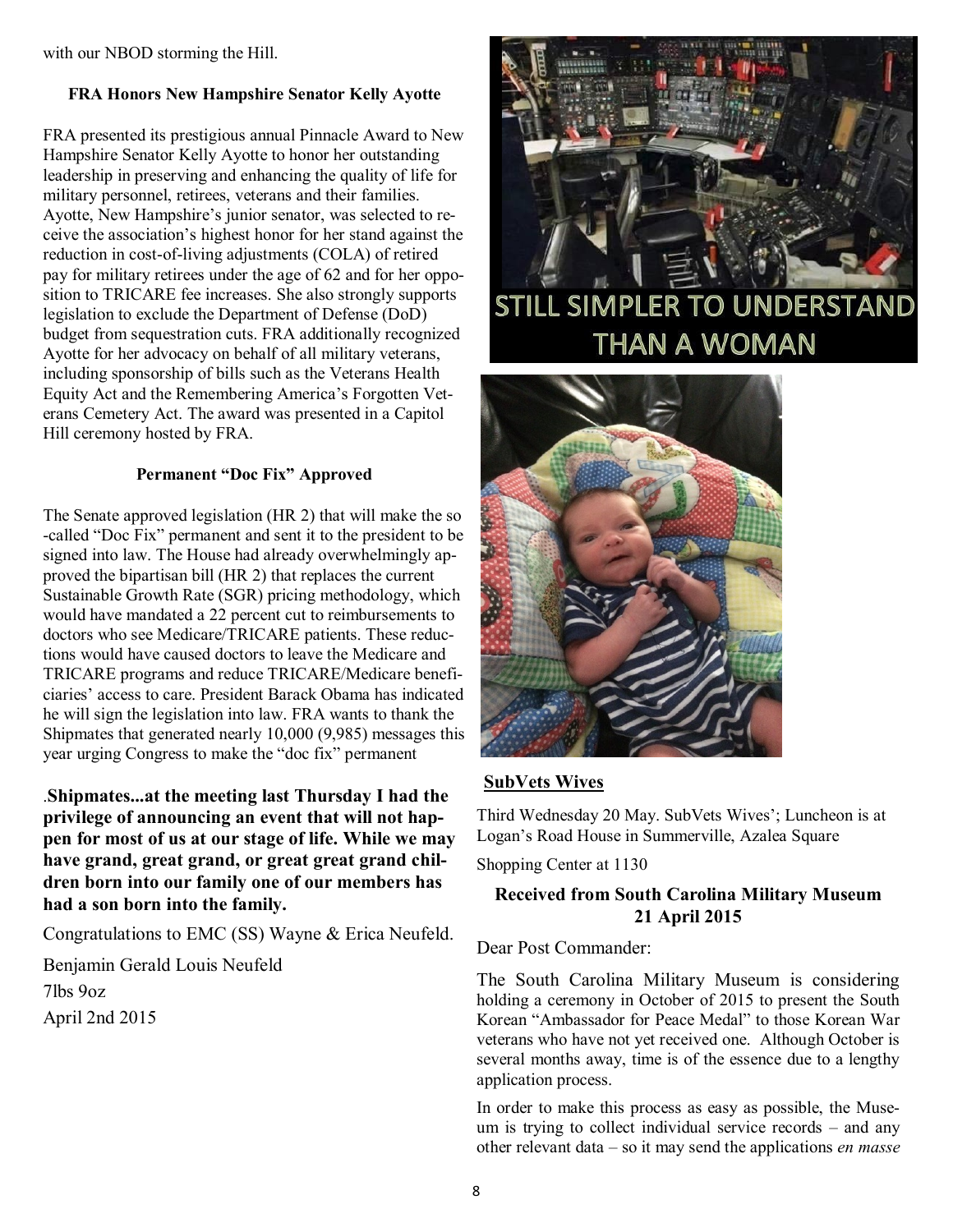with our NBOD storming the Hill.

### FRA Honors New Hampshire Senator Kelly Ayotte

FRA presented its prestigious annual Pinnacle Award to New Hampshire Senator Kelly Ayotte to honor her outstanding leadership in preserving and enhancing the quality of life for military personnel, retirees, veterans and their families. Ayotte, New Hampshire's junior senator, was selected to receive the association's highest honor for her stand against the reduction in cost-of-living adjustments (COLA) of retired pay for military retirees under the age of 62 and for her opposition to TRICARE fee increases. She also strongly supports legislation to exclude the Department of Defense (DoD) budget from sequestration cuts. FRA additionally recognized Ayotte for her advocacy on behalf of all military veterans, including sponsorship of bills such as the Veterans Health Equity Act and the Remembering America's Forgotten Veterans Cemetery Act. The award was presented in a Capitol Hill ceremony hosted by FRA.

### Permanent "Doc Fix" Approved

The Senate approved legislation (HR 2) that will make the so-called "Doc Fix" permanent and sent it to the president to be signed into law. The House had already overwhelmingly approved the bipartisan bill (HR 2) that replaces the current Sustainable Growth Rate (SGR) pricing methodology, which would have mandated a 22 percent cut to reimbursements to doctors who see Medicare/TRICARE patients. These reductions would have caused doctors to leave the Medicare and TRICARE programs and reduce TRICARE/Medicare beneficiaries' access to care. President Barack Obama has indicated he will sign the legislation into law. FRA wants to thank the Shipmates that generated nearly 10,000 (9,985) messages this year urging Congress to make the "doc fix" permanent

.**Shipmates...at the meeting last Thursday I had the privilege of announcing an event that will not happen for most of us at our stage of life. While we may have grand, great grand, or great great grand children born into our family one of our members has had a son born into the family.**

Congratulations to EMC (SS) Wayne & Erica Neufeld.

Benjamin Gerald Louis Neufeld

7lbs 9oz

April 2nd 2015

STILL SIMPLER TO UNDERSTAND THAN A WOMAN

### SubVets Wives

Third Wednesday 20 May. SubVets Wives'; Luncheon is at Logan's Road House in Summerville, Azalea Square

Shopping Center at 1130

### Received from South Carolina Military Museum 21 April 2015

Dear Post Commander:

The South Carolina Military Museum is considering holding a ceremony in October of 2015 to present the South Korean "Ambassador for Peace Medal" to those Korean War veterans who have not yet received one. Although October is several months away, time is of the essence due to a lengthy application process.

In order to make this process as easy as possible, the Museum is trying to collect individual service records – and any other relevant data – so it may send the applications *en masse*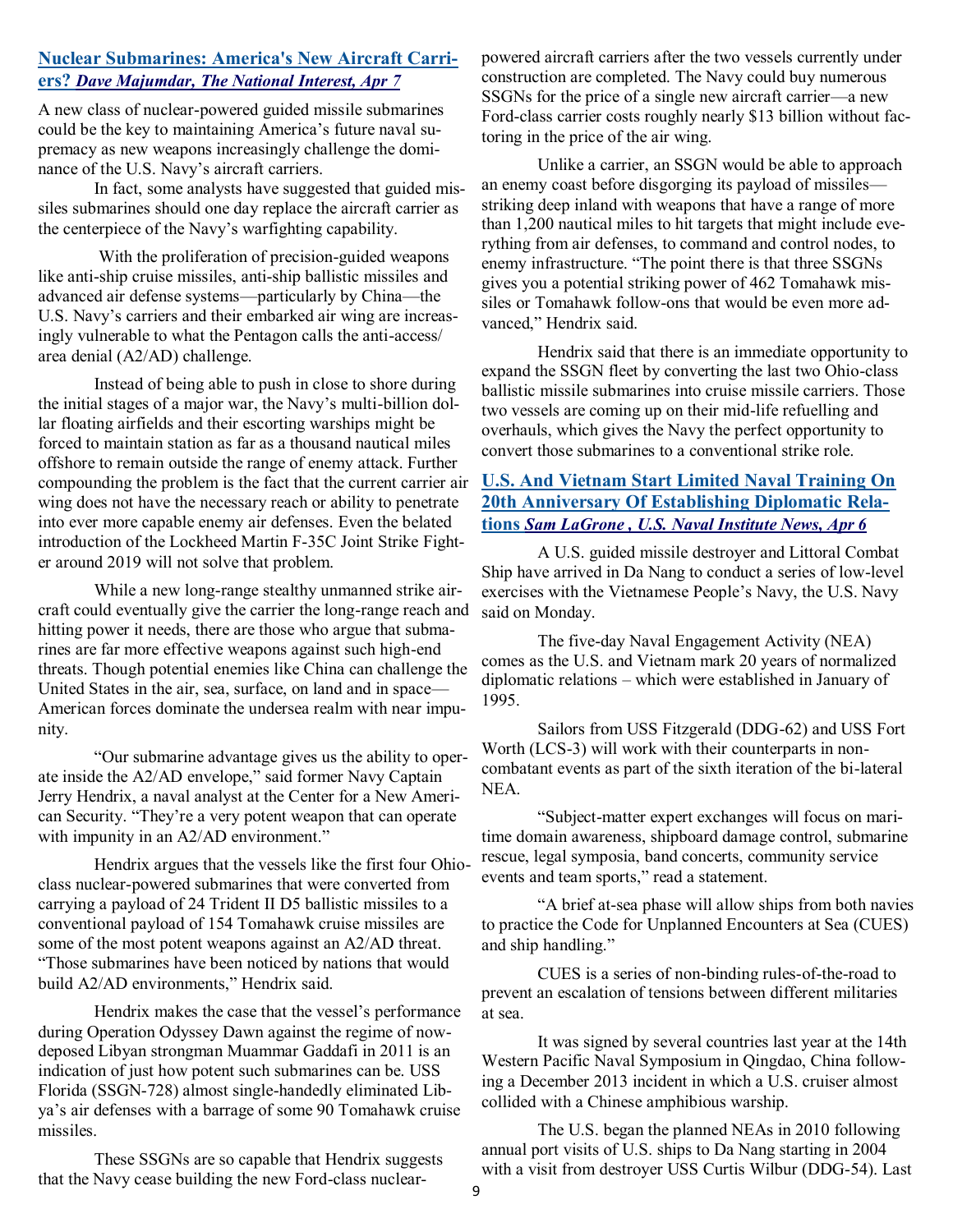## [Nuclear Submarines: America's New Aircraft Carriers?](#) *Dave Majumdar, The National Interest, Apr 7*

A new class of nuclear-powered guided missile submarines could be the key to maintaining America's future naval supremacy as new weapons increasingly challenge the dominance of the U.S. Navy's aircraft carriers.

In fact, some analysts have suggested that guided missiles submarines should one day replace the aircraft carrier as the centerpiece of the Navy's warfighting capability.

With the proliferation of precision-guided weapons like anti-ship cruise missiles, anti-ship ballistic missiles and advanced air defense systems—particularly by China—the U.S. Navy's carriers and their embarked air wing are increasingly vulnerable to what the Pentagon calls the anti-access/area denial (A2/AD) challenge.

Instead of being able to push in close to shore during the initial stages of a major war, the Navy's multi-billion dollar floating airfields and their escorting warships might be forced to maintain station as far as a thousand nautical miles offshore to remain outside the range of enemy attack. Further compounding the problem is the fact that the current carrier air wing does not have the necessary reach or ability to penetrate into ever more capable enemy air defenses. Even the belated introduction of the Lockheed Martin F-35C Joint Strike Fighter around 2019 will not solve that problem.

While a new long-range stealthy unmanned strike aircraft could eventually give the carrier the long-range reach and hitting power it needs, there are those who argue that submarines are far more effective weapons against such high-end threats. Though potential enemies like China can challenge the United States in the air, sea, surface, on land and in space—American forces dominate the undersea realm with near impunity.

"Our submarine advantage gives us the ability to operate inside the A2/AD envelope," said former Navy Captain Jerry Hendrix, a naval analyst at the Center for a New American Security. "They're a very potent weapon that can operate with impunity in an A2/AD environment."

Hendrix argues that the vessels like the first four Ohio-class nuclear-powered submarines that were converted from carrying a payload of 24 Trident II D5 ballistic missiles to a conventional payload of 154 Tomahawk cruise missiles are some of the most potent weapons against an A2/AD threat. "Those submarines have been noticed by nations that would build A2/AD environments," Hendrix said.

Hendrix makes the case that the vessel's performance during Operation Odyssey Dawn against the regime of now-deposed Libyan strongman Muammar Gaddafi in 2011 is an indication of just how potent such submarines can be. USS Florida (SSGN-728) almost single-handedly eliminated Libya's air defenses with a barrage of some 90 Tomahawk cruise missiles.

These SSGNs are so capable that Hendrix suggests that the Navy cease building the new Ford-class nuclear-powered aircraft carriers after the two vessels currently under construction are completed. The Navy could buy numerous SSGNs for the price of a single new aircraft carrier—a new Ford-class carrier costs roughly nearly $13 billion without factoring in the price of the air wing.

Unlike a carrier, an SSGN would be able to approach an enemy coast before disgorging its payload of missiles—striking deep inland with weapons that have a range of more than 1,200 nautical miles to hit targets that might include everything from air defenses, to command and control nodes, to enemy infrastructure. "The point there is that three SSGNs gives you a potential striking power of 462 Tomahawk missiles or Tomahawk follow-ons that would be even more advanced," Hendrix said.

Hendrix said that there is an immediate opportunity to expand the SSGN fleet by converting the last two Ohio-class ballistic missile submarines into cruise missile carriers. Those two vessels are coming up on their mid-life refuelling and overhauls, which gives the Navy the perfect opportunity to convert those submarines to a conventional strike role.

## [U.S. And Vietnam Start Limited Naval Training On 20th Anniversary Of Establishing Diplomatic Relations](#) *Sam LaGrone , U.S. Naval Institute News, Apr 6*

A U.S. guided missile destroyer and Littoral Combat Ship have arrived in Da Nang to conduct a series of low-level exercises with the Vietnamese People's Navy, the U.S. Navy said on Monday.

The five-day Naval Engagement Activity (NEA) comes as the U.S. and Vietnam mark 20 years of normalized diplomatic relations – which were established in January of 1995.

Sailors from USS Fitzgerald (DDG-62) and USS Fort Worth (LCS-3) will work with their counterparts in non-combatant events as part of the sixth iteration of the bi-lateral NEA.

"Subject-matter expert exchanges will focus on maritime domain awareness, shipboard damage control, submarine rescue, legal symposia, band concerts, community service events and team sports," read a statement.

"A brief at-sea phase will allow ships from both navies to practice the Code for Unplanned Encounters at Sea (CUES) and ship handling."

CUES is a series of non-binding rules-of-the-road to prevent an escalation of tensions between different militaries at sea.

It was signed by several countries last year at the 14th Western Pacific Naval Symposium in Qingdao, China following a December 2013 incident in which a U.S. cruiser almost collided with a Chinese amphibious warship.

The U.S. began the planned NEAs in 2010 following annual port visits of U.S. ships to Da Nang starting in 2004 with a visit from destroyer USS Curtis Wilbur (DDG-54). Last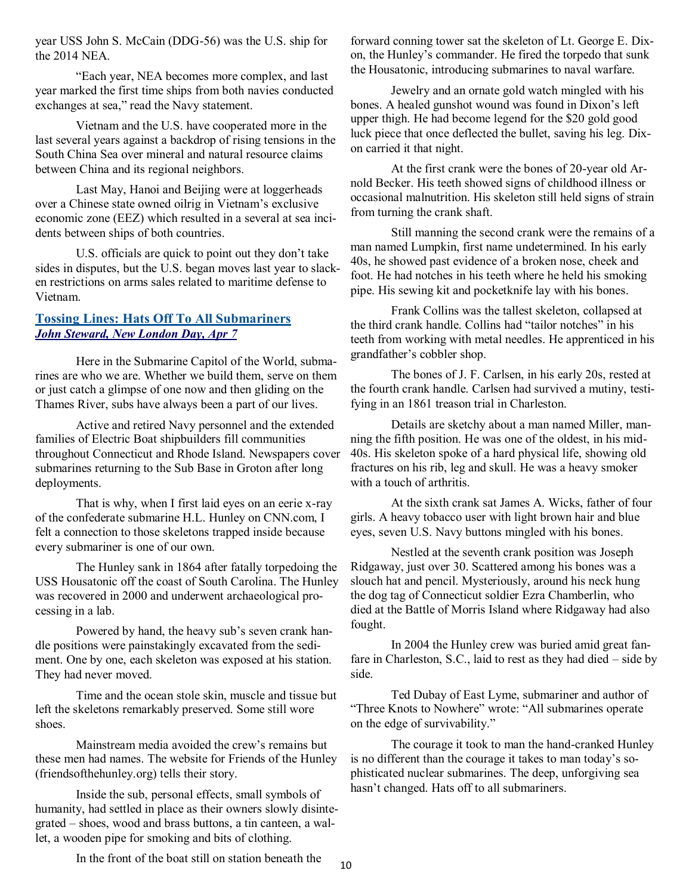year USS John S. McCain (DDG-56) was the U.S. ship for the 2014 NEA.

"Each year, NEA becomes more complex, and last year marked the first time ships from both navies conducted exchanges at sea," read the Navy statement.

Vietnam and the U.S. have cooperated more in the last several years against a backdrop of rising tensions in the South China Sea over mineral and natural resource claims between China and its regional neighbors.

Last May, Hanoi and Beijing were at loggerheads over a Chinese state owned oilrig in Vietnam's exclusive economic zone (EEZ) which resulted in a several at sea incidents between ships of both countries.

U.S. officials are quick to point out they don't take sides in disputes, but the U.S. began moves last year to slacken restrictions on arms sales related to maritime defense to Vietnam.

## Tossing Lines: Hats Off To All Submariners

***John Steward, New London Day, Apr 7***

Here in the Submarine Capitol of the World, submarines are who we are. Whether we build them, serve on them or just catch a glimpse of one now and then gliding on the Thames River, subs have always been a part of our lives.

Active and retired Navy personnel and the extended families of Electric Boat shipbuilders fill communities throughout Connecticut and Rhode Island. Newspapers cover submarines returning to the Sub Base in Groton after long deployments.

That is why, when I first laid eyes on an eerie x-ray of the confederate submarine H.L. Hunley on CNN.com, I felt a connection to those skeletons trapped inside because every submariner is one of our own.

The Hunley sank in 1864 after fatally torpedoing the USS Housatonic off the coast of South Carolina. The Hunley was recovered in 2000 and underwent archaeological processing in a lab.

Powered by hand, the heavy sub's seven crank handle positions were painstakingly excavated from the sediment. One by one, each skeleton was exposed at his station. They had never moved.

Time and the ocean stole skin, muscle and tissue but left the skeletons remarkably preserved. Some still wore shoes.

Mainstream media avoided the crew's remains but these men had names. The website for Friends of the Hunley (friendsofthehunley.org) tells their story.

Inside the sub, personal effects, small symbols of humanity, had settled in place as their owners slowly disintegrated – shoes, wood and brass buttons, a tin canteen, a wallet, a wooden pipe for smoking and bits of clothing.

In the front of the boat still on station beneath the forward conning tower sat the skeleton of Lt. George E. Dixon, the Hunley's commander. He fired the torpedo that sunk the Housatonic, introducing submarines to naval warfare.

Jewelry and an ornate gold watch mingled with his bones. A healed gunshot wound was found in Dixon's left upper thigh. He had become legend for the $20 gold good luck piece that once deflected the bullet, saving his leg. Dixon carried it that night.

At the first crank were the bones of 20-year old Arnold Becker. His teeth showed signs of childhood illness or occasional malnutrition. His skeleton still held signs of strain from turning the crank shaft.

Still manning the second crank were the remains of a man named Lumpkin, first name undetermined. In his early 40s, he showed past evidence of a broken nose, cheek and foot. He had notches in his teeth where he held his smoking pipe. His sewing kit and pocketknife lay with his bones.

Frank Collins was the tallest skeleton, collapsed at the third crank handle. Collins had "tailor notches" in his teeth from working with metal needles. He apprenticed in his grandfather's cobbler shop.

The bones of J. F. Carlsen, in his early 20s, rested at the fourth crank handle. Carlsen had survived a mutiny, testifying in an 1861 treason trial in Charleston.

Details are sketchy about a man named Miller, manning the fifth position. He was one of the oldest, in his mid-40s. His skeleton spoke of a hard physical life, showing old fractures on his rib, leg and skull. He was a heavy smoker with a touch of arthritis.

At the sixth crank sat James A. Wicks, father of four girls. A heavy tobacco user with light brown hair and blue eyes, seven U.S. Navy buttons mingled with his bones.

Nestled at the seventh crank position was Joseph Ridgaway, just over 30. Scattered among his bones was a slouch hat and pencil. Mysteriously, around his neck hung the dog tag of Connecticut soldier Ezra Chamberlin, who died at the Battle of Morris Island where Ridgaway had also fought.

In 2004 the Hunley crew was buried amid great fanfare in Charleston, S.C., laid to rest as they had died – side by side.

Ted Dubay of East Lyme, submariner and author of "Three Knots to Nowhere" wrote: "All submarines operate on the edge of survivability."

The courage it took to man the hand-cranked Hunley is no different than the courage it takes to man today's sophisticated nuclear submarines. The deep, unforgiving sea hasn't changed. Hats off to all submariners.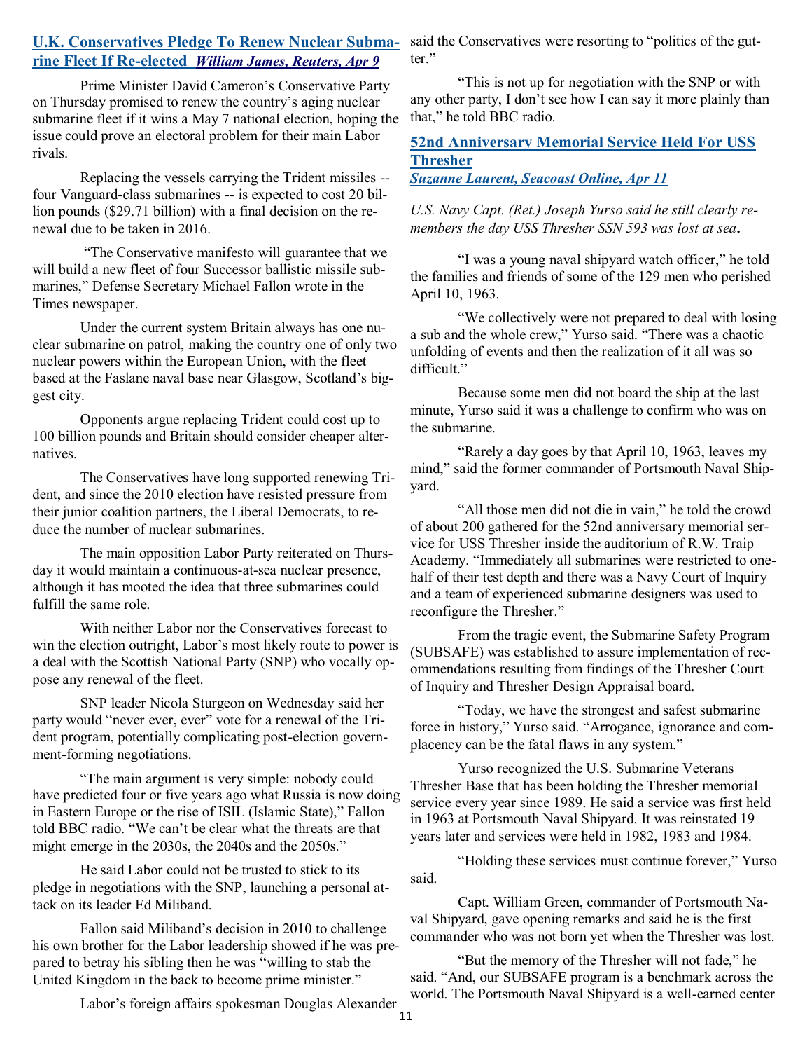## U.K. Conservatives Pledge To Renew Nuclear Submarine Fleet If Re-elected *William James, Reuters, Apr 9*

Prime Minister David Cameron's Conservative Party on Thursday promised to renew the country's aging nuclear submarine fleet if it wins a May 7 national election, hoping the issue could prove an electoral problem for their main Labor rivals.

Replacing the vessels carrying the Trident missiles -- four Vanguard-class submarines -- is expected to cost 20 billion pounds ($29.71 billion) with a final decision on the renewal due to be taken in 2016.

"The Conservative manifesto will guarantee that we will build a new fleet of four Successor ballistic missile submarines," Defense Secretary Michael Fallon wrote in the Times newspaper.

Under the current system Britain always has one nuclear submarine on patrol, making the country one of only two nuclear powers within the European Union, with the fleet based at the Faslane naval base near Glasgow, Scotland's biggest city.

Opponents argue replacing Trident could cost up to 100 billion pounds and Britain should consider cheaper alternatives.

The Conservatives have long supported renewing Trident, and since the 2010 election have resisted pressure from their junior coalition partners, the Liberal Democrats, to reduce the number of nuclear submarines.

The main opposition Labor Party reiterated on Thursday it would maintain a continuous-at-sea nuclear presence, although it has mooted the idea that three submarines could fulfill the same role.

With neither Labor nor the Conservatives forecast to win the election outright, Labor's most likely route to power is a deal with the Scottish National Party (SNP) who vocally oppose any renewal of the fleet.

SNP leader Nicola Sturgeon on Wednesday said her party would "never ever, ever" vote for a renewal of the Trident program, potentially complicating post-election government-forming negotiations.

"The main argument is very simple: nobody could have predicted four or five years ago what Russia is now doing in Eastern Europe or the rise of ISIL (Islamic State)," Fallon told BBC radio. "We can't be clear what the threats are that might emerge in the 2030s, the 2040s and the 2050s."

He said Labor could not be trusted to stick to its pledge in negotiations with the SNP, launching a personal attack on its leader Ed Miliband.

Fallon said Miliband's decision in 2010 to challenge his own brother for the Labor leadership showed if he was prepared to betray his sibling then he was "willing to stab the United Kingdom in the back to become prime minister."

Labor's foreign affairs spokesman Douglas Alexander said the Conservatives were resorting to "politics of the gutter."

"This is not up for negotiation with the SNP or with any other party, I don't see how I can say it more plainly than that," he told BBC radio.

## 52nd Anniversary Memorial Service Held For USS Thresher
*Suzanne Laurent, Seacoast Online, Apr 11*

*U.S. Navy Capt. (Ret.) Joseph Yurso said he still clearly remembers the day USS Thresher SSN 593 was lost at sea.*

"I was a young naval shipyard watch officer," he told the families and friends of some of the 129 men who perished April 10, 1963.

"We collectively were not prepared to deal with losing a sub and the whole crew," Yurso said. "There was a chaotic unfolding of events and then the realization of it all was so difficult."

Because some men did not board the ship at the last minute, Yurso said it was a challenge to confirm who was on the submarine.

"Rarely a day goes by that April 10, 1963, leaves my mind," said the former commander of Portsmouth Naval Shipyard.

"All those men did not die in vain," he told the crowd of about 200 gathered for the 52nd anniversary memorial service for USS Thresher inside the auditorium of R.W. Traip Academy. "Immediately all submarines were restricted to one-half of their test depth and there was a Navy Court of Inquiry and a team of experienced submarine designers was used to reconfigure the Thresher."

From the tragic event, the Submarine Safety Program (SUBSAFE) was established to assure implementation of recommendations resulting from findings of the Thresher Court of Inquiry and Thresher Design Appraisal board.

"Today, we have the strongest and safest submarine force in history," Yurso said. "Arrogance, ignorance and complacency can be the fatal flaws in any system."

Yurso recognized the U.S. Submarine Veterans Thresher Base that has been holding the Thresher memorial service every year since 1989. He said a service was first held in 1963 at Portsmouth Naval Shipyard. It was reinstated 19 years later and services were held in 1982, 1983 and 1984.

"Holding these services must continue forever," Yurso said.

Capt. William Green, commander of Portsmouth Naval Shipyard, gave opening remarks and said he is the first commander who was not born yet when the Thresher was lost.

"But the memory of the Thresher will not fade," he said. "And, our SUBSAFE program is a benchmark across the world. The Portsmouth Naval Shipyard is a well-earned center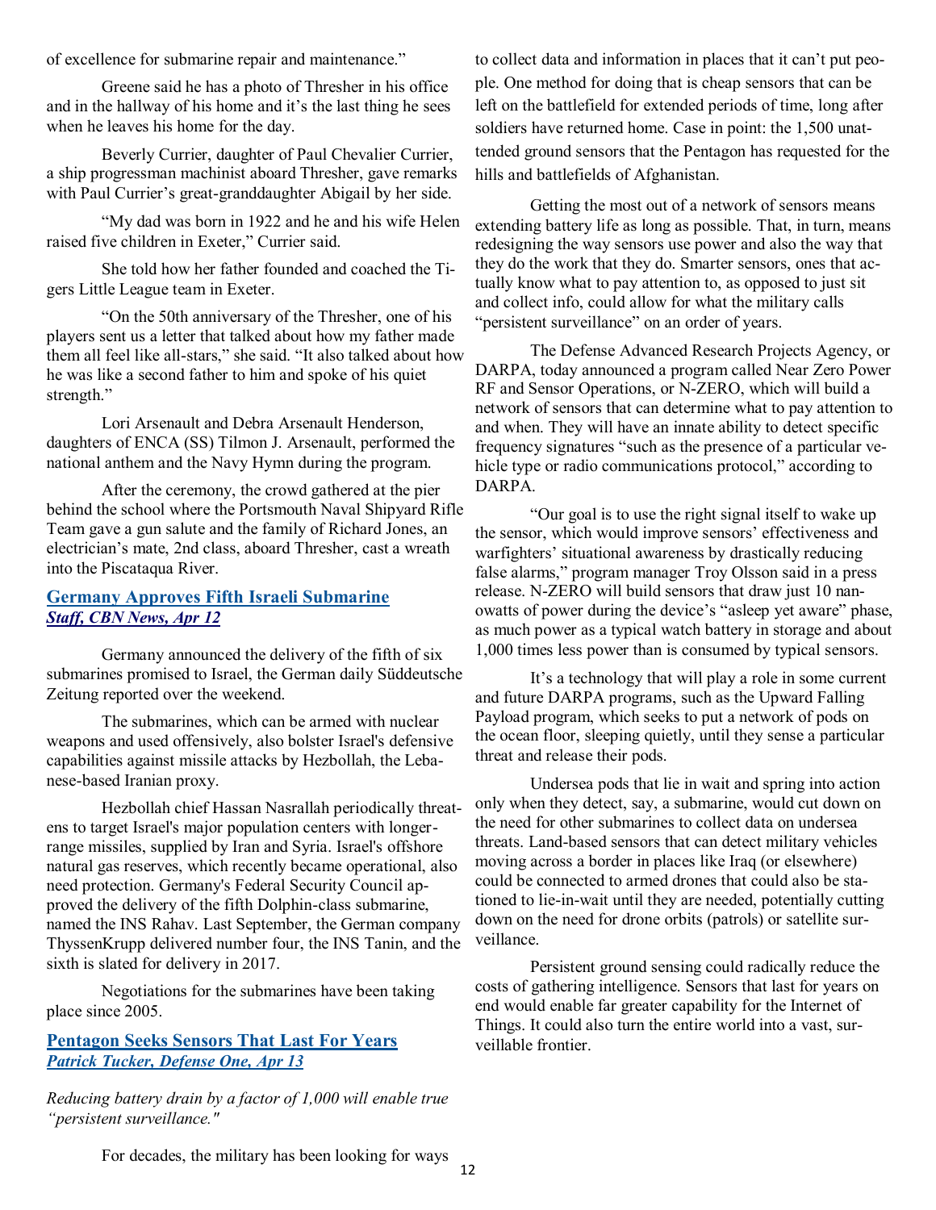of excellence for submarine repair and maintenance."

Greene said he has a photo of Thresher in his office and in the hallway of his home and it's the last thing he sees when he leaves his home for the day.

Beverly Currier, daughter of Paul Chevalier Currier, a ship progressman machinist aboard Thresher, gave remarks with Paul Currier's great-granddaughter Abigail by her side.

"My dad was born in 1922 and he and his wife Helen raised five children in Exeter," Currier said.

She told how her father founded and coached the Tigers Little League team in Exeter.

"On the 50th anniversary of the Thresher, one of his players sent us a letter that talked about how my father made them all feel like all-stars," she said. "It also talked about how he was like a second father to him and spoke of his quiet strength."

Lori Arsenault and Debra Arsenault Henderson, daughters of ENCA (SS) Tilmon J. Arsenault, performed the national anthem and the Navy Hymn during the program.

After the ceremony, the crowd gathered at the pier behind the school where the Portsmouth Naval Shipyard Rifle Team gave a gun salute and the family of Richard Jones, an electrician's mate, 2nd class, aboard Thresher, cast a wreath into the Piscataqua River.

## Germany Approves Fifth Israeli Submarine

***Staff, CBN News, Apr 12***

Germany announced the delivery of the fifth of six submarines promised to Israel, the German daily Süddeutsche Zeitung reported over the weekend.

The submarines, which can be armed with nuclear weapons and used offensively, also bolster Israel's defensive capabilities against missile attacks by Hezbollah, the Lebanese-based Iranian proxy.

Hezbollah chief Hassan Nasrallah periodically threatens to target Israel's major population centers with longer-range missiles, supplied by Iran and Syria. Israel's offshore natural gas reserves, which recently became operational, also need protection. Germany's Federal Security Council approved the delivery of the fifth Dolphin-class submarine, named the INS Rahav. Last September, the German company ThyssenKrupp delivered number four, the INS Tanin, and the sixth is slated for delivery in 2017.

Negotiations for the submarines have been taking place since 2005.

## Pentagon Seeks Sensors That Last For Years

***Patrick Tucker, Defense One, Apr 13***

*Reducing battery drain by a factor of 1,000 will enable true "persistent surveillance."*

For decades, the military has been looking for ways to collect data and information in places that it can't put people. One method for doing that is cheap sensors that can be left on the battlefield for extended periods of time, long after soldiers have returned home. Case in point: the 1,500 unattended ground sensors that the Pentagon has requested for the hills and battlefields of Afghanistan.

Getting the most out of a network of sensors means extending battery life as long as possible. That, in turn, means redesigning the way sensors use power and also the way that they do the work that they do. Smarter sensors, ones that actually know what to pay attention to, as opposed to just sit and collect info, could allow for what the military calls "persistent surveillance" on an order of years.

The Defense Advanced Research Projects Agency, or DARPA, today announced a program called Near Zero Power RF and Sensor Operations, or N-ZERO, which will build a network of sensors that can determine what to pay attention to and when. They will have an innate ability to detect specific frequency signatures "such as the presence of a particular vehicle type or radio communications protocol," according to DARPA.

"Our goal is to use the right signal itself to wake up the sensor, which would improve sensors' effectiveness and warfighters' situational awareness by drastically reducing false alarms," program manager Troy Olsson said in a press release. N-ZERO will build sensors that draw just 10 nanowatts of power during the device's "asleep yet aware" phase, as much power as a typical watch battery in storage and about 1,000 times less power than is consumed by typical sensors.

It's a technology that will play a role in some current and future DARPA programs, such as the Upward Falling Payload program, which seeks to put a network of pods on the ocean floor, sleeping quietly, until they sense a particular threat and release their pods.

Undersea pods that lie in wait and spring into action only when they detect, say, a submarine, would cut down on the need for other submarines to collect data on undersea threats. Land-based sensors that can detect military vehicles moving across a border in places like Iraq (or elsewhere) could be connected to armed drones that could also be stationed to lie-in-wait until they are needed, potentially cutting down on the need for drone orbits (patrols) or satellite surveillance.

Persistent ground sensing could radically reduce the costs of gathering intelligence. Sensors that last for years on end would enable far greater capability for the Internet of Things. It could also turn the entire world into a vast, surveillable frontier.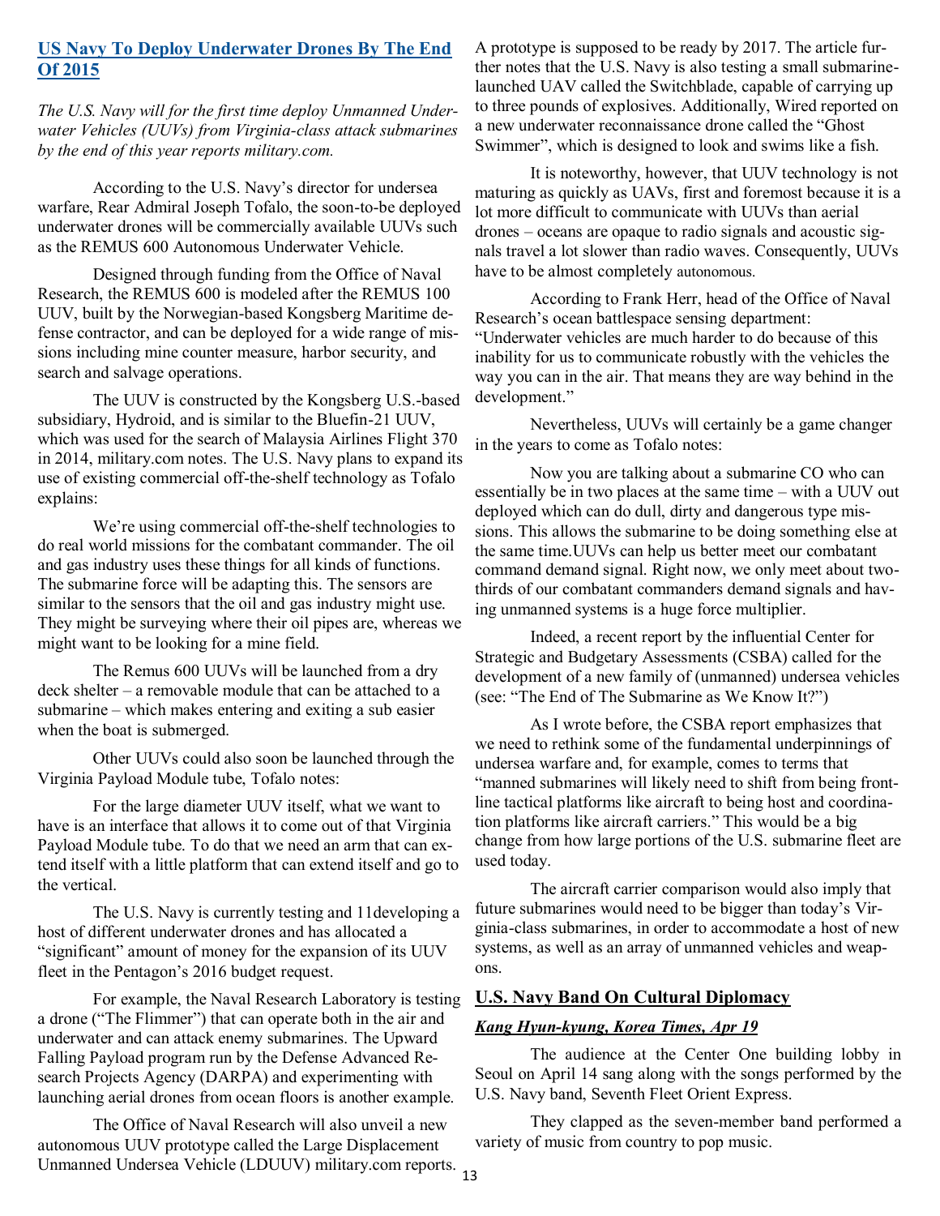## [US Navy To Deploy Underwater Drones By The End Of 2015]

*The U.S. Navy will for the first time deploy Unmanned Underwater Vehicles (UUVs) from Virginia-class attack submarines by the end of this year reports military.com.*

According to the U.S. Navy's director for undersea warfare, Rear Admiral Joseph Tofalo, the soon-to-be deployed underwater drones will be commercially available UUVs such as the REMUS 600 Autonomous Underwater Vehicle.

Designed through funding from the Office of Naval Research, the REMUS 600 is modeled after the REMUS 100 UUV, built by the Norwegian-based Kongsberg Maritime defense contractor, and can be deployed for a wide range of missions including mine counter measure, harbor security, and search and salvage operations.

The UUV is constructed by the Kongsberg U.S.-based subsidiary, Hydroid, and is similar to the Bluefin-21 UUV, which was used for the search of Malaysia Airlines Flight 370 in 2014, military.com notes. The U.S. Navy plans to expand its use of existing commercial off-the-shelf technology as Tofalo explains:

We're using commercial off-the-shelf technologies to do real world missions for the combatant commander. The oil and gas industry uses these things for all kinds of functions. The submarine force will be adapting this. The sensors are similar to the sensors that the oil and gas industry might use. They might be surveying where their oil pipes are, whereas we might want to be looking for a mine field.

The Remus 600 UUVs will be launched from a dry deck shelter – a removable module that can be attached to a submarine – which makes entering and exiting a sub easier when the boat is submerged.

Other UUVs could also soon be launched through the Virginia Payload Module tube, Tofalo notes:

For the large diameter UUV itself, what we want to have is an interface that allows it to come out of that Virginia Payload Module tube. To do that we need an arm that can extend itself with a little platform that can extend itself and go to the vertical.

The U.S. Navy is currently testing and 11developing a host of different underwater drones and has allocated a "significant" amount of money for the expansion of its UUV fleet in the Pentagon's 2016 budget request.

For example, the Naval Research Laboratory is testing a drone ("The Flimmer") that can operate both in the air and underwater and can attack enemy submarines. The Upward Falling Payload program run by the Defense Advanced Research Projects Agency (DARPA) and experimenting with launching aerial drones from ocean floors is another example.

The Office of Naval Research will also unveil a new autonomous UUV prototype called the Large Displacement Unmanned Undersea Vehicle (LDUUV) military.com reports. A prototype is supposed to be ready by 2017. The article further notes that the U.S. Navy is also testing a small submarine-launched UAV called the Switchblade, capable of carrying up to three pounds of explosives. Additionally, Wired reported on a new underwater reconnaissance drone called the "Ghost Swimmer", which is designed to look and swims like a fish.

It is noteworthy, however, that UUV technology is not maturing as quickly as UAVs, first and foremost because it is a lot more difficult to communicate with UUVs than aerial drones – oceans are opaque to radio signals and acoustic signals travel a lot slower than radio waves. Consequently, UUVs have to be almost completely autonomous.

According to Frank Herr, head of the Office of Naval Research's ocean battlespace sensing department: "Underwater vehicles are much harder to do because of this inability for us to communicate robustly with the vehicles the way you can in the air. That means they are way behind in the development."

Nevertheless, UUVs will certainly be a game changer in the years to come as Tofalo notes:

Now you are talking about a submarine CO who can essentially be in two places at the same time – with a UUV out deployed which can do dull, dirty and dangerous type missions. This allows the submarine to be doing something else at the same time.UUVs can help us better meet our combatant command demand signal. Right now, we only meet about two-thirds of our combatant commanders demand signals and having unmanned systems is a huge force multiplier.

Indeed, a recent report by the influential Center for Strategic and Budgetary Assessments (CSBA) called for the development of a new family of (unmanned) undersea vehicles (see: "The End of The Submarine as We Know It?")

As I wrote before, the CSBA report emphasizes that we need to rethink some of the fundamental underpinnings of undersea warfare and, for example, comes to terms that "manned submarines will likely need to shift from being front-line tactical platforms like aircraft to being host and coordination platforms like aircraft carriers." This would be a big change from how large portions of the U.S. submarine fleet are used today.

The aircraft carrier comparison would also imply that future submarines would need to be bigger than today's Virginia-class submarines, in order to accommodate a host of new systems, as well as an array of unmanned vehicles and weapons.

## U.S. Navy Band On Cultural Diplomacy

***Kang Hyun-kyung, Korea Times, Apr 19***

The audience at the Center One building lobby in Seoul on April 14 sang along with the songs performed by the U.S. Navy band, Seventh Fleet Orient Express.

They clapped as the seven-member band performed a variety of music from country to pop music.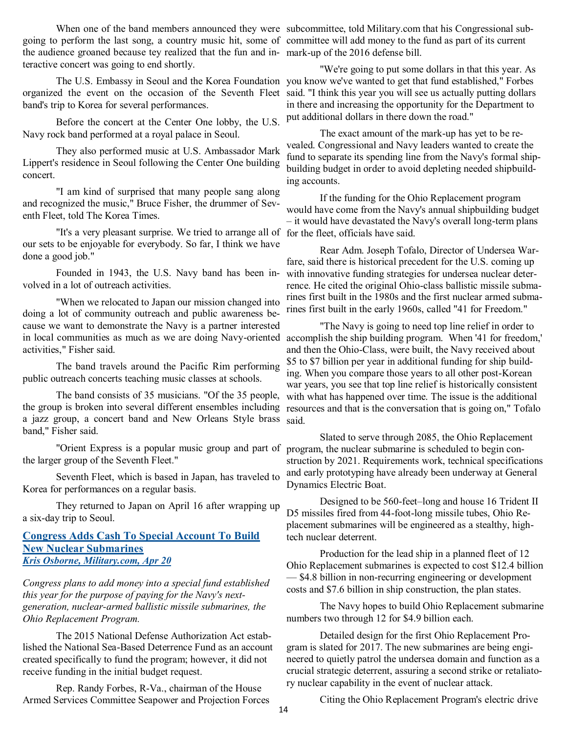When one of the band members announced they were going to perform the last song, a country music hit, some of the audience groaned because tey realized that the fun and interactive concert was going to end shortly.

The U.S. Embassy in Seoul and the Korea Foundation organized the event on the occasion of the Seventh Fleet band's trip to Korea for several performances.

Before the concert at the Center One lobby, the U.S. Navy rock band performed at a royal palace in Seoul.

They also performed music at U.S. Ambassador Mark Lippert's residence in Seoul following the Center One building concert.

"I am kind of surprised that many people sang along and recognized the music," Bruce Fisher, the drummer of Seventh Fleet, told The Korea Times.

"It's a very pleasant surprise. We tried to arrange all of our sets to be enjoyable for everybody. So far, I think we have done a good job."

Founded in 1943, the U.S. Navy band has been involved in a lot of outreach activities.

"When we relocated to Japan our mission changed into doing a lot of community outreach and public awareness because we want to demonstrate the Navy is a partner interested in local communities as much as we are doing Navy-oriented activities," Fisher said.

The band travels around the Pacific Rim performing public outreach concerts teaching music classes at schools.

The band consists of 35 musicians. "Of the 35 people, the group is broken into several different ensembles including a jazz group, a concert band and New Orleans Style brass band," Fisher said.

"Orient Express is a popular music group and part of the larger group of the Seventh Fleet."

Seventh Fleet, which is based in Japan, has traveled to Korea for performances on a regular basis.

They returned to Japan on April 16 after wrapping up a six-day trip to Seoul.

## Congress Adds Cash To Special Account To Build New Nuclear Submarines

***Kris Osborne, Military.com, Apr 20***

*Congress plans to add money into a special fund established this year for the purpose of paying for the Navy's next-generation, nuclear-armed ballistic missile submarines, the Ohio Replacement Program.*

The 2015 National Defense Authorization Act established the National Sea-Based Deterrence Fund as an account created specifically to fund the program; however, it did not receive funding in the initial budget request.

Rep. Randy Forbes, R-Va., chairman of the House Armed Services Committee Seapower and Projection Forces subcommittee, told Military.com that his Congressional subcommittee will add money to the fund as part of its current mark-up of the 2016 defense bill.

"We're going to put some dollars in that this year. As you know we've wanted to get that fund established," Forbes said. "I think this year you will see us actually putting dollars in there and increasing the opportunity for the Department to put additional dollars in there down the road."

The exact amount of the mark-up has yet to be revealed. Congressional and Navy leaders wanted to create the fund to separate its spending line from the Navy's formal shipbuilding budget in order to avoid depleting needed shipbuilding accounts.

If the funding for the Ohio Replacement program would have come from the Navy's annual shipbuilding budget – it would have devastated the Navy's overall long-term plans for the fleet, officials have said.

Rear Adm. Joseph Tofalo, Director of Undersea Warfare, said there is historical precedent for the U.S. coming up with innovative funding strategies for undersea nuclear deterrence. He cited the original Ohio-class ballistic missile submarines first built in the 1980s and the first nuclear armed submarines first built in the early 1960s, called "41 for Freedom."

"The Navy is going to need top line relief in order to accomplish the ship building program. When '41 for freedom,' and then the Ohio-Class, were built, the Navy received about $5 to $7 billion per year in additional funding for ship building. When you compare those years to all other post-Korean war years, you see that top line relief is historically consistent with what has happened over time. The issue is the additional resources and that is the conversation that is going on," Tofalo said.

Slated to serve through 2085, the Ohio Replacement program, the nuclear submarine is scheduled to begin construction by 2021. Requirements work, technical specifications and early prototyping have already been underway at General Dynamics Electric Boat.

Designed to be 560-feet–long and house 16 Trident II D5 missiles fired from 44-foot-long missile tubes, Ohio Replacement submarines will be engineered as a stealthy, high-tech nuclear deterrent.

Production for the lead ship in a planned fleet of 12 Ohio Replacement submarines is expected to cost $12.4 billion — $4.8 billion in non-recurring engineering or development costs and $7.6 billion in ship construction, the plan states.

The Navy hopes to build Ohio Replacement submarine numbers two through 12 for $4.9 billion each.

Detailed design for the first Ohio Replacement Program is slated for 2017. The new submarines are being engineered to quietly patrol the undersea domain and function as a crucial strategic deterrent, assuring a second strike or retaliatory nuclear capability in the event of nuclear attack.

Citing the Ohio Replacement Program's electric drive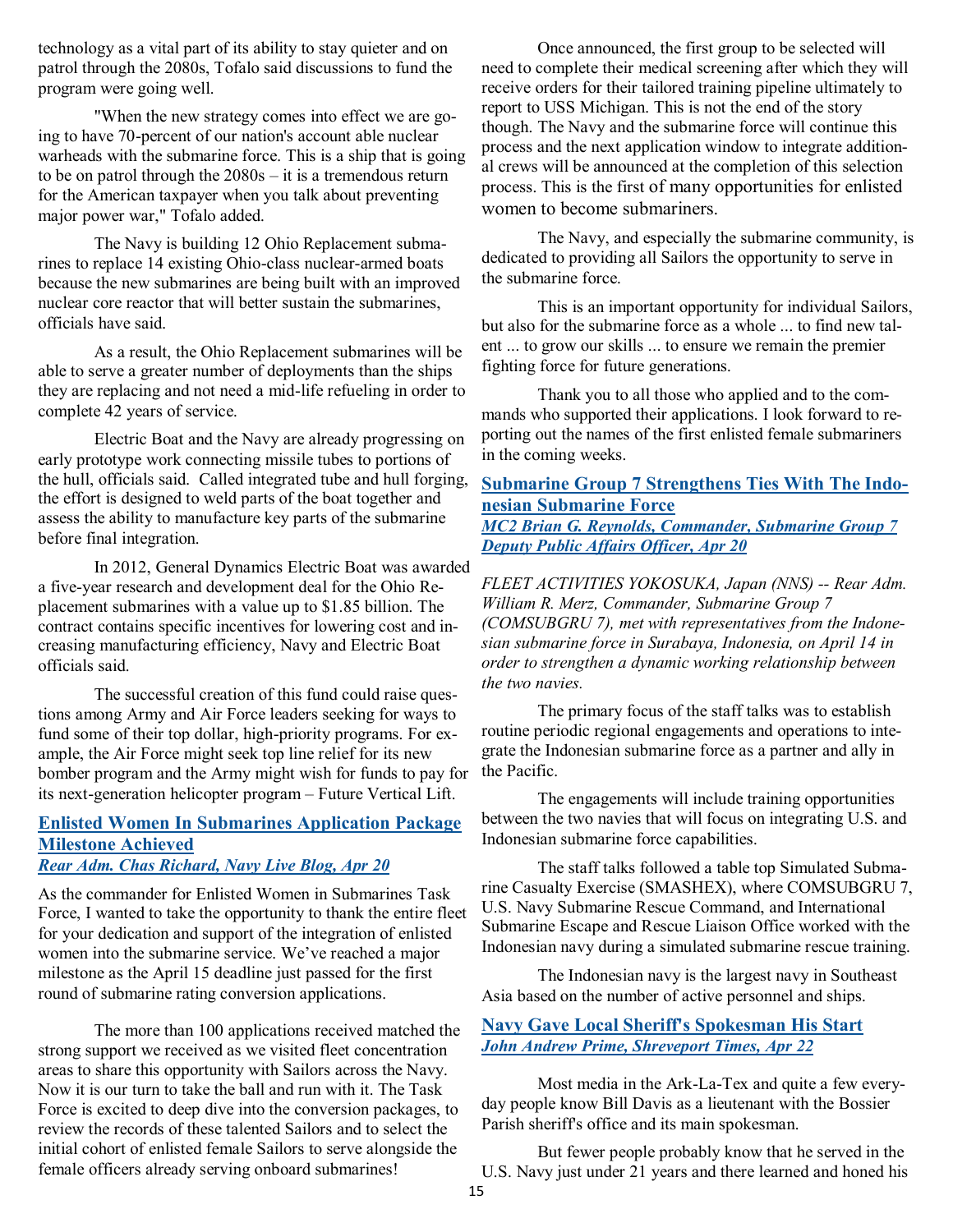technology as a vital part of its ability to stay quieter and on patrol through the 2080s, Tofalo said discussions to fund the program were going well.

"When the new strategy comes into effect we are going to have 70-percent of our nation's account able nuclear warheads with the submarine force. This is a ship that is going to be on patrol through the 2080s – it is a tremendous return for the American taxpayer when you talk about preventing major power war," Tofalo added.

The Navy is building 12 Ohio Replacement submarines to replace 14 existing Ohio-class nuclear-armed boats because the new submarines are being built with an improved nuclear core reactor that will better sustain the submarines, officials have said.

As a result, the Ohio Replacement submarines will be able to serve a greater number of deployments than the ships they are replacing and not need a mid-life refueling in order to complete 42 years of service.

Electric Boat and the Navy are already progressing on early prototype work connecting missile tubes to portions of the hull, officials said. Called integrated tube and hull forging, the effort is designed to weld parts of the boat together and assess the ability to manufacture key parts of the submarine before final integration.

In 2012, General Dynamics Electric Boat was awarded a five-year research and development deal for the Ohio Replacement submarines with a value up to $1.85 billion. The contract contains specific incentives for lowering cost and increasing manufacturing efficiency, Navy and Electric Boat officials said.

The successful creation of this fund could raise questions among Army and Air Force leaders seeking for ways to fund some of their top dollar, high-priority programs. For example, the Air Force might seek top line relief for its new bomber program and the Army might wish for funds to pay for its next-generation helicopter program – Future Vertical Lift.

## Enlisted Women In Submarines Application Package Milestone Achieved

*Rear Adm. Chas Richard, Navy Live Blog, Apr 20*

As the commander for Enlisted Women in Submarines Task Force, I wanted to take the opportunity to thank the entire fleet for your dedication and support of the integration of enlisted women into the submarine service. We've reached a major milestone as the April 15 deadline just passed for the first round of submarine rating conversion applications.

The more than 100 applications received matched the strong support we received as we visited fleet concentration areas to share this opportunity with Sailors across the Navy. Now it is our turn to take the ball and run with it. The Task Force is excited to deep dive into the conversion packages, to review the records of these talented Sailors and to select the initial cohort of enlisted female Sailors to serve alongside the female officers already serving onboard submarines!

Once announced, the first group to be selected will need to complete their medical screening after which they will receive orders for their tailored training pipeline ultimately to report to USS Michigan. This is not the end of the story though. The Navy and the submarine force will continue this process and the next application window to integrate additional crews will be announced at the completion of this selection process. This is the first of many opportunities for enlisted women to become submariners.

The Navy, and especially the submarine community, is dedicated to providing all Sailors the opportunity to serve in the submarine force.

This is an important opportunity for individual Sailors, but also for the submarine force as a whole ... to find new talent ... to grow our skills ... to ensure we remain the premier fighting force for future generations.

Thank you to all those who applied and to the commands who supported their applications. I look forward to reporting out the names of the first enlisted female submariners in the coming weeks.

## Submarine Group 7 Strengthens Ties With The Indonesian Submarine Force

*MC2 Brian G. Reynolds, Commander, Submarine Group 7 Deputy Public Affairs Officer, Apr 20*

*FLEET ACTIVITIES YOKOSUKA, Japan (NNS) -- Rear Adm. William R. Merz, Commander, Submarine Group 7 (COMSUBGRU 7), met with representatives from the Indonesian submarine force in Surabaya, Indonesia, on April 14 in order to strengthen a dynamic working relationship between the two navies.*

The primary focus of the staff talks was to establish routine periodic regional engagements and operations to integrate the Indonesian submarine force as a partner and ally in the Pacific.

The engagements will include training opportunities between the two navies that will focus on integrating U.S. and Indonesian submarine force capabilities.

The staff talks followed a table top Simulated Submarine Casualty Exercise (SMASHEX), where COMSUBGRU 7, U.S. Navy Submarine Rescue Command, and International Submarine Escape and Rescue Liaison Office worked with the Indonesian navy during a simulated submarine rescue training.

The Indonesian navy is the largest navy in Southeast Asia based on the number of active personnel and ships.

## Navy Gave Local Sheriff's Spokesman His Start

*John Andrew Prime, Shreveport Times, Apr 22*

Most media in the Ark-La-Tex and quite a few everyday people know Bill Davis as a lieutenant with the Bossier Parish sheriff's office and its main spokesman.

But fewer people probably know that he served in the U.S. Navy just under 21 years and there learned and honed his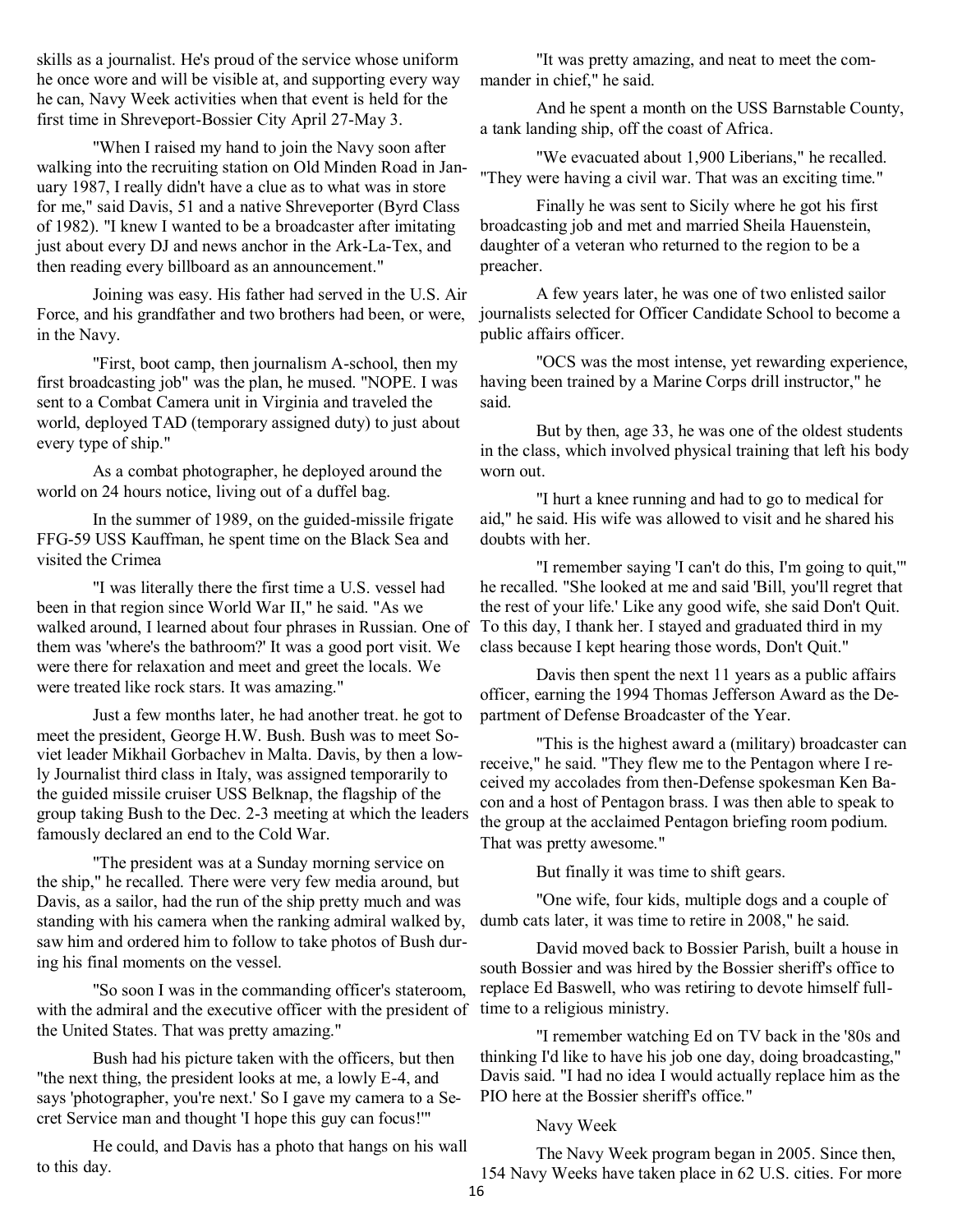skills as a journalist. He's proud of the service whose uniform he once wore and will be visible at, and supporting every way he can, Navy Week activities when that event is held for the first time in Shreveport-Bossier City April 27-May 3.

"When I raised my hand to join the Navy soon after walking into the recruiting station on Old Minden Road in January 1987, I really didn't have a clue as to what was in store for me," said Davis, 51 and a native Shreveporter (Byrd Class of 1982). "I knew I wanted to be a broadcaster after imitating just about every DJ and news anchor in the Ark-La-Tex, and then reading every billboard as an announcement."

Joining was easy. His father had served in the U.S. Air Force, and his grandfather and two brothers had been, or were, in the Navy.

"First, boot camp, then journalism A-school, then my first broadcasting job" was the plan, he mused. "NOPE. I was sent to a Combat Camera unit in Virginia and traveled the world, deployed TAD (temporary assigned duty) to just about every type of ship."

As a combat photographer, he deployed around the world on 24 hours notice, living out of a duffel bag.

In the summer of 1989, on the guided-missile frigate FFG-59 USS Kauffman, he spent time on the Black Sea and visited the Crimea

"I was literally there the first time a U.S. vessel had been in that region since World War II," he said. "As we walked around, I learned about four phrases in Russian. One of them was 'where's the bathroom?' It was a good port visit. We were there for relaxation and meet and greet the locals. We were treated like rock stars. It was amazing."

Just a few months later, he had another treat. he got to meet the president, George H.W. Bush. Bush was to meet Soviet leader Mikhail Gorbachev in Malta. Davis, by then a lowly Journalist third class in Italy, was assigned temporarily to the guided missile cruiser USS Belknap, the flagship of the group taking Bush to the Dec. 2-3 meeting at which the leaders famously declared an end to the Cold War.

"The president was at a Sunday morning service on the ship," he recalled. There were very few media around, but Davis, as a sailor, had the run of the ship pretty much and was standing with his camera when the ranking admiral walked by, saw him and ordered him to follow to take photos of Bush during his final moments on the vessel.

"So soon I was in the commanding officer's stateroom, with the admiral and the executive officer with the president of the United States. That was pretty amazing."

Bush had his picture taken with the officers, but then "the next thing, the president looks at me, a lowly E-4, and says 'photographer, you're next.' So I gave my camera to a Secret Service man and thought 'I hope this guy can focus!'"

He could, and Davis has a photo that hangs on his wall to this day.

"It was pretty amazing, and neat to meet the commander in chief," he said.

And he spent a month on the USS Barnstable County, a tank landing ship, off the coast of Africa.

"We evacuated about 1,900 Liberians," he recalled. "They were having a civil war. That was an exciting time."

Finally he was sent to Sicily where he got his first broadcasting job and met and married Sheila Hauenstein, daughter of a veteran who returned to the region to be a preacher.

A few years later, he was one of two enlisted sailor journalists selected for Officer Candidate School to become a public affairs officer.

"OCS was the most intense, yet rewarding experience, having been trained by a Marine Corps drill instructor," he said.

But by then, age 33, he was one of the oldest students in the class, which involved physical training that left his body worn out.

"I hurt a knee running and had to go to medical for aid," he said. His wife was allowed to visit and he shared his doubts with her.

"I remember saying 'I can't do this, I'm going to quit,'" he recalled. "She looked at me and said 'Bill, you'll regret that the rest of your life.' Like any good wife, she said Don't Quit. To this day, I thank her. I stayed and graduated third in my class because I kept hearing those words, Don't Quit."

Davis then spent the next 11 years as a public affairs officer, earning the 1994 Thomas Jefferson Award as the Department of Defense Broadcaster of the Year.

"This is the highest award a (military) broadcaster can receive," he said. "They flew me to the Pentagon where I received my accolades from then-Defense spokesman Ken Bacon and a host of Pentagon brass. I was then able to speak to the group at the acclaimed Pentagon briefing room podium. That was pretty awesome."

But finally it was time to shift gears.

"One wife, four kids, multiple dogs and a couple of dumb cats later, it was time to retire in 2008," he said.

David moved back to Bossier Parish, built a house in south Bossier and was hired by the Bossier sheriff's office to replace Ed Baswell, who was retiring to devote himself full-time to a religious ministry.

"I remember watching Ed on TV back in the '80s and thinking I'd like to have his job one day, doing broadcasting," Davis said. "I had no idea I would actually replace him as the PIO here at the Bossier sheriff's office."

Navy Week

The Navy Week program began in 2005. Since then, 154 Navy Weeks have taken place in 62 U.S. cities. For more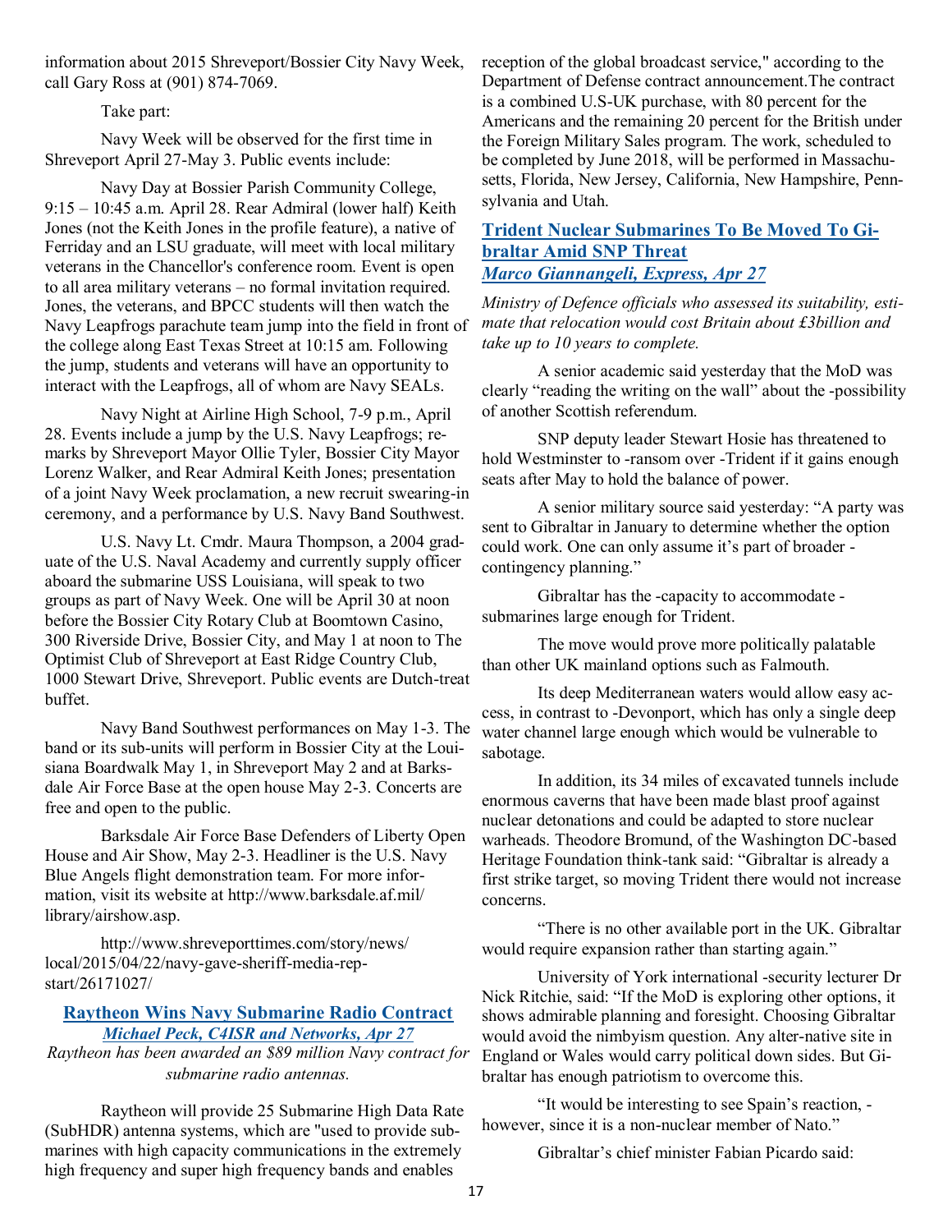information about 2015 Shreveport/Bossier City Navy Week, call Gary Ross at (901) 874-7069.

Take part:

Navy Week will be observed for the first time in Shreveport April 27-May 3. Public events include:

Navy Day at Bossier Parish Community College, 9:15 – 10:45 a.m. April 28. Rear Admiral (lower half) Keith Jones (not the Keith Jones in the profile feature), a native of Ferriday and an LSU graduate, will meet with local military veterans in the Chancellor's conference room. Event is open to all area military veterans – no formal invitation required. Jones, the veterans, and BPCC students will then watch the Navy Leapfrogs parachute team jump into the field in front of the college along East Texas Street at 10:15 am. Following the jump, students and veterans will have an opportunity to interact with the Leapfrogs, all of whom are Navy SEALs.

Navy Night at Airline High School, 7-9 p.m., April 28. Events include a jump by the U.S. Navy Leapfrogs; remarks by Shreveport Mayor Ollie Tyler, Bossier City Mayor Lorenz Walker, and Rear Admiral Keith Jones; presentation of a joint Navy Week proclamation, a new recruit swearing-in ceremony, and a performance by U.S. Navy Band Southwest.

U.S. Navy Lt. Cmdr. Maura Thompson, a 2004 graduate of the U.S. Naval Academy and currently supply officer aboard the submarine USS Louisiana, will speak to two groups as part of Navy Week. One will be April 30 at noon before the Bossier City Rotary Club at Boomtown Casino, 300 Riverside Drive, Bossier City, and May 1 at noon to The Optimist Club of Shreveport at East Ridge Country Club, 1000 Stewart Drive, Shreveport. Public events are Dutch-treat buffet.

Navy Band Southwest performances on May 1-3. The band or its sub-units will perform in Bossier City at the Louisiana Boardwalk May 1, in Shreveport May 2 and at Barksdale Air Force Base at the open house May 2-3. Concerts are free and open to the public.

Barksdale Air Force Base Defenders of Liberty Open House and Air Show, May 2-3. Headliner is the U.S. Navy Blue Angels flight demonstration team. For more information, visit its website at http://www.barksdale.af.mil/library/airshow.asp.

http://www.shreveporttimes.com/story/news/local/2015/04/22/navy-gave-sheriff-media-rep-start/26171027/

## Raytheon Wins Navy Submarine Radio Contract

*Michael Peck, C4ISR and Networks, Apr 27*

*Raytheon has been awarded an $89 million Navy contract for submarine radio antennas.*

Raytheon will provide 25 Submarine High Data Rate (SubHDR) antenna systems, which are "used to provide submarines with high capacity communications in the extremely high frequency and super high frequency bands and enables reception of the global broadcast service," according to the Department of Defense contract announcement.The contract is a combined U.S-UK purchase, with 80 percent for the Americans and the remaining 20 percent for the British under the Foreign Military Sales program. The work, scheduled to be completed by June 2018, will be performed in Massachusetts, Florida, New Jersey, California, New Hampshire, Pennsylvania and Utah.

## Trident Nuclear Submarines To Be Moved To Gibraltar Amid SNP Threat

*Marco Giannangeli, Express, Apr 27*

*Ministry of Defence officials who assessed its suitability, estimate that relocation would cost Britain about £3billion and take up to 10 years to complete.*

A senior academic said yesterday that the MoD was clearly "reading the writing on the wall" about the -possibility of another Scottish referendum.

SNP deputy leader Stewart Hosie has threatened to hold Westminster to -ransom over -Trident if it gains enough seats after May to hold the balance of power.

A senior military source said yesterday: "A party was sent to Gibraltar in January to determine whether the option could work. One can only assume it's part of broader -contingency planning."

Gibraltar has the -capacity to accommodate -submarines large enough for Trident.

The move would prove more politically palatable than other UK mainland options such as Falmouth.

Its deep Mediterranean waters would allow easy access, in contrast to -Devonport, which has only a single deep water channel large enough which would be vulnerable to sabotage.

In addition, its 34 miles of excavated tunnels include enormous caverns that have been made blast proof against nuclear detonations and could be adapted to store nuclear warheads. Theodore Bromund, of the Washington DC-based Heritage Foundation think-tank said: "Gibraltar is already a first strike target, so moving Trident there would not increase concerns.

"There is no other available port in the UK. Gibraltar would require expansion rather than starting again."

University of York international -security lecturer Dr Nick Ritchie, said: "If the MoD is exploring other options, it shows admirable planning and foresight. Choosing Gibraltar would avoid the nimbyism question. Any alter-native site in England or Wales would carry political down sides. But Gibraltar has enough patriotism to overcome this.

"It would be interesting to see Spain's reaction, -however, since it is a non-nuclear member of Nato."

Gibraltar's chief minister Fabian Picardo said: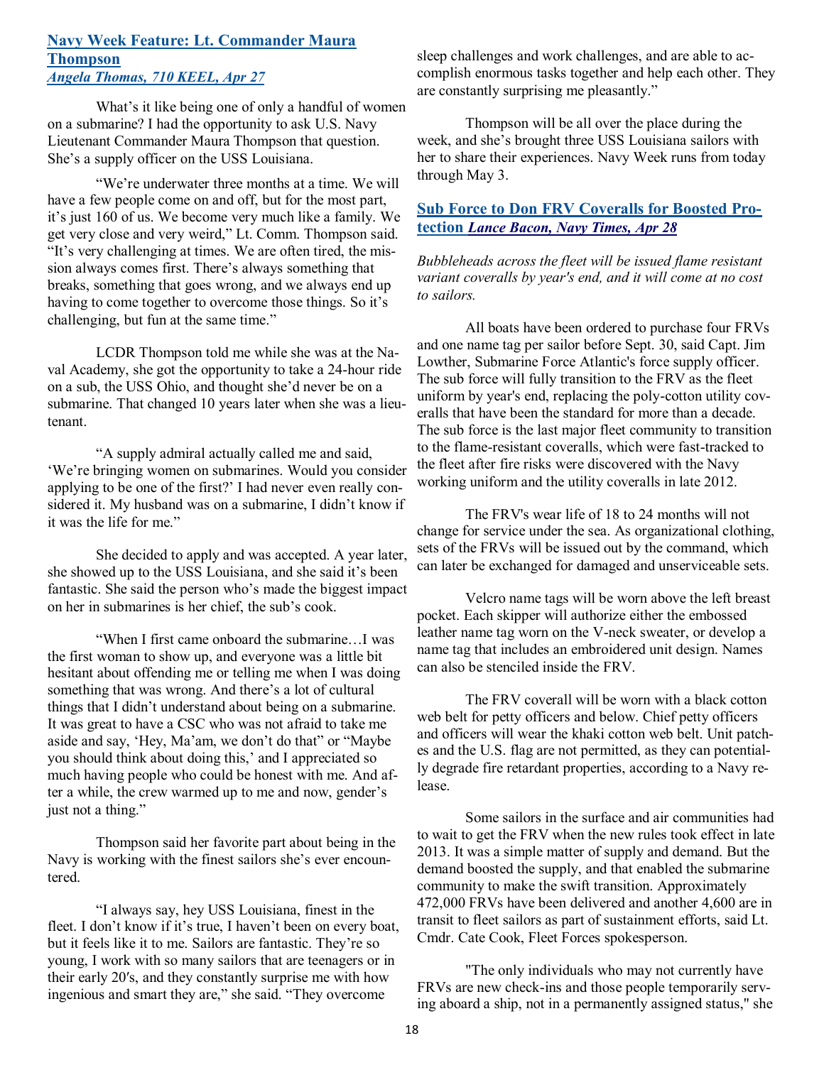## [Navy Week Feature: Lt. Commander Maura Thompson](#)

***[Angela Thomas, 710 KEEL, Apr 27](#)***

What's it like being one of only a handful of women on a submarine? I had the opportunity to ask U.S. Navy Lieutenant Commander Maura Thompson that question. She's a supply officer on the USS Louisiana.

"We're underwater three months at a time. We will have a few people come on and off, but for the most part, it's just 160 of us. We become very much like a family. We get very close and very weird," Lt. Comm. Thompson said. "It's very challenging at times. We are often tired, the mission always comes first. There's always something that breaks, something that goes wrong, and we always end up having to come together to overcome those things. So it's challenging, but fun at the same time."

LCDR Thompson told me while she was at the Naval Academy, she got the opportunity to take a 24-hour ride on a sub, the USS Ohio, and thought she'd never be on a submarine. That changed 10 years later when she was a lieutenant.

"A supply admiral actually called me and said, 'We're bringing women on submarines. Would you consider applying to be one of the first?' I had never even really considered it. My husband was on a submarine, I didn't know if it was the life for me."

She decided to apply and was accepted. A year later, she showed up to the USS Louisiana, and she said it's been fantastic. She said the person who's made the biggest impact on her in submarines is her chief, the sub's cook.

"When I first came onboard the submarine…I was the first woman to show up, and everyone was a little bit hesitant about offending me or telling me when I was doing something that was wrong. And there's a lot of cultural things that I didn't understand about being on a submarine. It was great to have a CSC who was not afraid to take me aside and say, 'Hey, Ma'am, we don't do that" or "Maybe you should think about doing this,' and I appreciated so much having people who could be honest with me. And after a while, the crew warmed up to me and now, gender's just not a thing."

Thompson said her favorite part about being in the Navy is working with the finest sailors she's ever encountered.

"I always say, hey USS Louisiana, finest in the fleet. I don't know if it's true, I haven't been on every boat, but it feels like it to me. Sailors are fantastic. They're so young, I work with so many sailors that are teenagers or in their early 20's, and they constantly surprise me with how ingenious and smart they are," she said. "They overcome sleep challenges and work challenges, and are able to accomplish enormous tasks together and help each other. They are constantly surprising me pleasantly."

Thompson will be all over the place during the week, and she's brought three USS Louisiana sailors with her to share their experiences. Navy Week runs from today through May 3.

## [Sub Force to Don FRV Coveralls for Boosted Protection](#) *[Lance Bacon, Navy Times, Apr 28](#)*

*Bubbleheads across the fleet will be issued flame resistant variant coveralls by year's end, and it will come at no cost to sailors.*

All boats have been ordered to purchase four FRVs and one name tag per sailor before Sept. 30, said Capt. Jim Lowther, Submarine Force Atlantic's force supply officer. The sub force will fully transition to the FRV as the fleet uniform by year's end, replacing the poly-cotton utility coveralls that have been the standard for more than a decade. The sub force is the last major fleet community to transition to the flame-resistant coveralls, which were fast-tracked to the fleet after fire risks were discovered with the Navy working uniform and the utility coveralls in late 2012.

The FRV's wear life of 18 to 24 months will not change for service under the sea. As organizational clothing, sets of the FRVs will be issued out by the command, which can later be exchanged for damaged and unserviceable sets.

Velcro name tags will be worn above the left breast pocket. Each skipper will authorize either the embossed leather name tag worn on the V-neck sweater, or develop a name tag that includes an embroidered unit design. Names can also be stenciled inside the FRV.

The FRV coverall will be worn with a black cotton web belt for petty officers and below. Chief petty officers and officers will wear the khaki cotton web belt. Unit patches and the U.S. flag are not permitted, as they can potentially degrade fire retardant properties, according to a Navy release.

Some sailors in the surface and air communities had to wait to get the FRV when the new rules took effect in late 2013. It was a simple matter of supply and demand. But the demand boosted the supply, and that enabled the submarine community to make the swift transition. Approximately 472,000 FRVs have been delivered and another 4,600 are in transit to fleet sailors as part of sustainment efforts, said Lt. Cmdr. Cate Cook, Fleet Forces spokesperson.

"The only individuals who may not currently have FRVs are new check-ins and those people temporarily serving aboard a ship, not in a permanently assigned status," she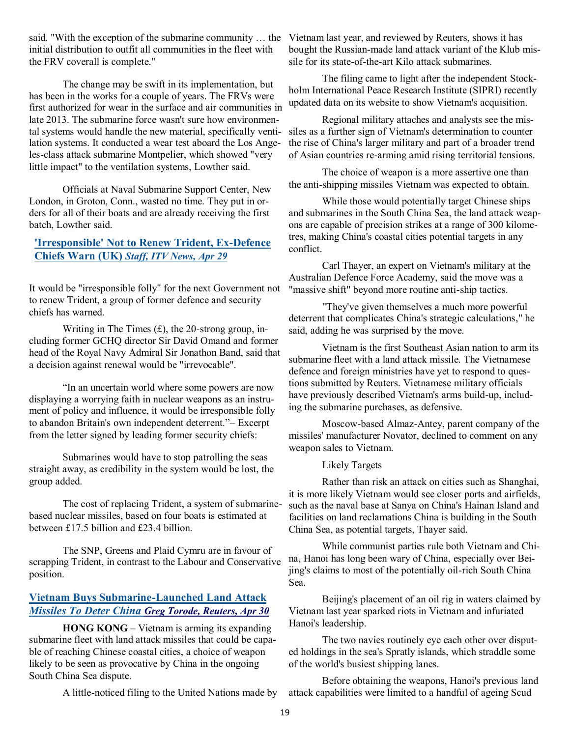said. "With the exception of the submarine community … the initial distribution to outfit all communities in the fleet with the FRV coverall is complete."

The change may be swift in its implementation, but has been in the works for a couple of years. The FRVs were first authorized for wear in the surface and air communities in late 2013. The submarine force wasn't sure how environmental systems would handle the new material, specifically ventilation systems. It conducted a wear test aboard the Los Angeles-class attack submarine Montpelier, which showed "very little impact" to the ventilation systems, Lowther said.

Officials at Naval Submarine Support Center, New London, in Groton, Conn., wasted no time. They put in orders for all of their boats and are already receiving the first batch, Lowther said.

## 'Irresponsible' Not to Renew Trident, Ex-Defence Chiefs Warn (UK) *Staff, ITV News, Apr 29*

It would be "irresponsible folly" for the next Government not to renew Trident, a group of former defence and security chiefs has warned.

Writing in The Times (£), the 20-strong group, including former GCHQ director Sir David Omand and former head of the Royal Navy Admiral Sir Jonathon Band, said that a decision against renewal would be "irrevocable".

"In an uncertain world where some powers are now displaying a worrying faith in nuclear weapons as an instrument of policy and influence, it would be irresponsible folly to abandon Britain's own independent deterrent."– Excerpt from the letter signed by leading former security chiefs:

Submarines would have to stop patrolling the seas straight away, as credibility in the system would be lost, the group added.

The cost of replacing Trident, a system of submarine-based nuclear missiles, based on four boats is estimated at between £17.5 billion and £23.4 billion.

The SNP, Greens and Plaid Cymru are in favour of scrapping Trident, in contrast to the Labour and Conservative position.

## Vietnam Buys Submarine-Launched Land Attack *Missiles To Deter China* *Greg Torode, Reuters, Apr 30*

**HONG KONG** – Vietnam is arming its expanding submarine fleet with land attack missiles that could be capable of reaching Chinese coastal cities, a choice of weapon likely to be seen as provocative by China in the ongoing South China Sea dispute.

A little-noticed filing to the United Nations made by Vietnam last year, and reviewed by Reuters, shows it has bought the Russian-made land attack variant of the Klub missile for its state-of-the-art Kilo attack submarines.

The filing came to light after the independent Stockholm International Peace Research Institute (SIPRI) recently updated data on its website to show Vietnam's acquisition.

Regional military attaches and analysts see the missiles as a further sign of Vietnam's determination to counter the rise of China's larger military and part of a broader trend of Asian countries re-arming amid rising territorial tensions.

The choice of weapon is a more assertive one than the anti-shipping missiles Vietnam was expected to obtain.

While those would potentially target Chinese ships and submarines in the South China Sea, the land attack weapons are capable of precision strikes at a range of 300 kilometres, making China's coastal cities potential targets in any conflict.

Carl Thayer, an expert on Vietnam's military at the Australian Defence Force Academy, said the move was a "massive shift" beyond more routine anti-ship tactics.

"They've given themselves a much more powerful deterrent that complicates China's strategic calculations," he said, adding he was surprised by the move.

Vietnam is the first Southeast Asian nation to arm its submarine fleet with a land attack missile. The Vietnamese defence and foreign ministries have yet to respond to questions submitted by Reuters. Vietnamese military officials have previously described Vietnam's arms build-up, including the submarine purchases, as defensive.

Moscow-based Almaz-Antey, parent company of the missiles' manufacturer Novator, declined to comment on any weapon sales to Vietnam.

Likely Targets

Rather than risk an attack on cities such as Shanghai, it is more likely Vietnam would see closer ports and airfields, such as the naval base at Sanya on China's Hainan Island and facilities on land reclamations China is building in the South China Sea, as potential targets, Thayer said.

While communist parties rule both Vietnam and China, Hanoi has long been wary of China, especially over Beijing's claims to most of the potentially oil-rich South China Sea.

Beijing's placement of an oil rig in waters claimed by Vietnam last year sparked riots in Vietnam and infuriated Hanoi's leadership.

The two navies routinely eye each other over disputed holdings in the sea's Spratly islands, which straddle some of the world's busiest shipping lanes.

Before obtaining the weapons, Hanoi's previous land attack capabilities were limited to a handful of ageing Scud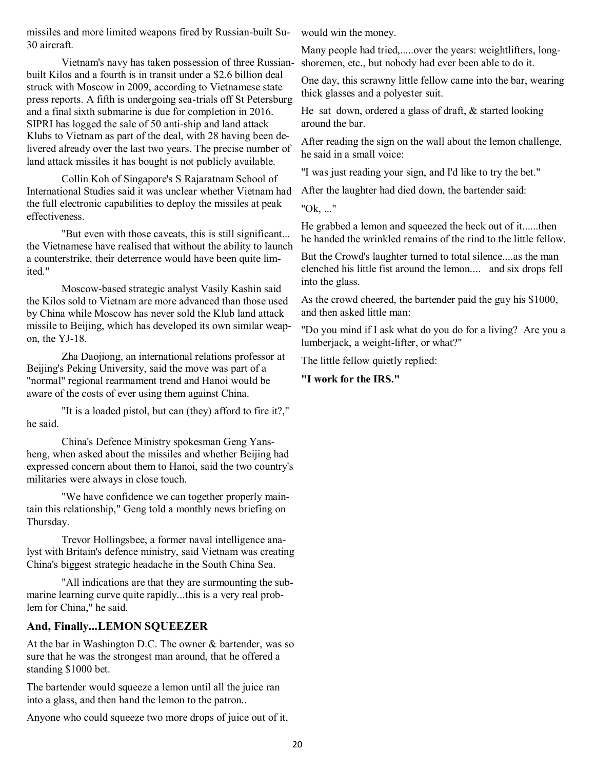missiles and more limited weapons fired by Russian-built Su-30 aircraft.

Vietnam's navy has taken possession of three Russian-built Kilos and a fourth is in transit under a $2.6 billion deal struck with Moscow in 2009, according to Vietnamese state press reports. A fifth is undergoing sea-trials off St Petersburg and a final sixth submarine is due for completion in 2016. SIPRI has logged the sale of 50 anti-ship and land attack Klubs to Vietnam as part of the deal, with 28 having been delivered already over the last two years. The precise number of land attack missiles it has bought is not publicly available.

Collin Koh of Singapore's S Rajaratnam School of International Studies said it was unclear whether Vietnam had the full electronic capabilities to deploy the missiles at peak effectiveness.

"But even with those caveats, this is still significant... the Vietnamese have realised that without the ability to launch a counterstrike, their deterrence would have been quite limited."

Moscow-based strategic analyst Vasily Kashin said the Kilos sold to Vietnam are more advanced than those used by China while Moscow has never sold the Klub land attack missile to Beijing, which has developed its own similar weapon, the YJ-18.

Zha Daojiong, an international relations professor at Beijing's Peking University, said the move was part of a "normal" regional rearmament trend and Hanoi would be aware of the costs of ever using them against China.

"It is a loaded pistol, but can (they) afford to fire it?," he said.

China's Defence Ministry spokesman Geng Yansheng, when asked about the missiles and whether Beijing had expressed concern about them to Hanoi, said the two country's militaries were always in close touch.

"We have confidence we can together properly maintain this relationship," Geng told a monthly news briefing on Thursday.

Trevor Hollingsbee, a former naval intelligence analyst with Britain's defence ministry, said Vietnam was creating China's biggest strategic headache in the South China Sea.

"All indications are that they are surmounting the submarine learning curve quite rapidly...this is a very real problem for China," he said.

### And, Finally...LEMON SQUEEZER

At the bar in Washington D.C. The owner & bartender, was so sure that he was the strongest man around, that he offered a standing $1000 bet.

The bartender would squeeze a lemon until all the juice ran into a glass, and then hand the lemon to the patron..

Anyone who could squeeze two more drops of juice out of it, would win the money.

Many people had tried,.....over the years: weightlifters, longshoremen, etc., but nobody had ever been able to do it.

One day, this scrawny little fellow came into the bar, wearing thick glasses and a polyester suit.

He sat down, ordered a glass of draft, & started looking around the bar.

After reading the sign on the wall about the lemon challenge, he said in a small voice:

"I was just reading your sign, and I'd like to try the bet."

After the laughter had died down, the bartender said:

"Ok, ..."

He grabbed a lemon and squeezed the heck out of it......then he handed the wrinkled remains of the rind to the little fellow.

But the Crowd's laughter turned to total silence....as the man clenched his little fist around the lemon.... and six drops fell into the glass.

As the crowd cheered, the bartender paid the guy his $1000, and then asked little man:

"Do you mind if I ask what do you do for a living? Are you a lumberjack, a weight-lifter, or what?"

The little fellow quietly replied:

**"I work for the IRS."**